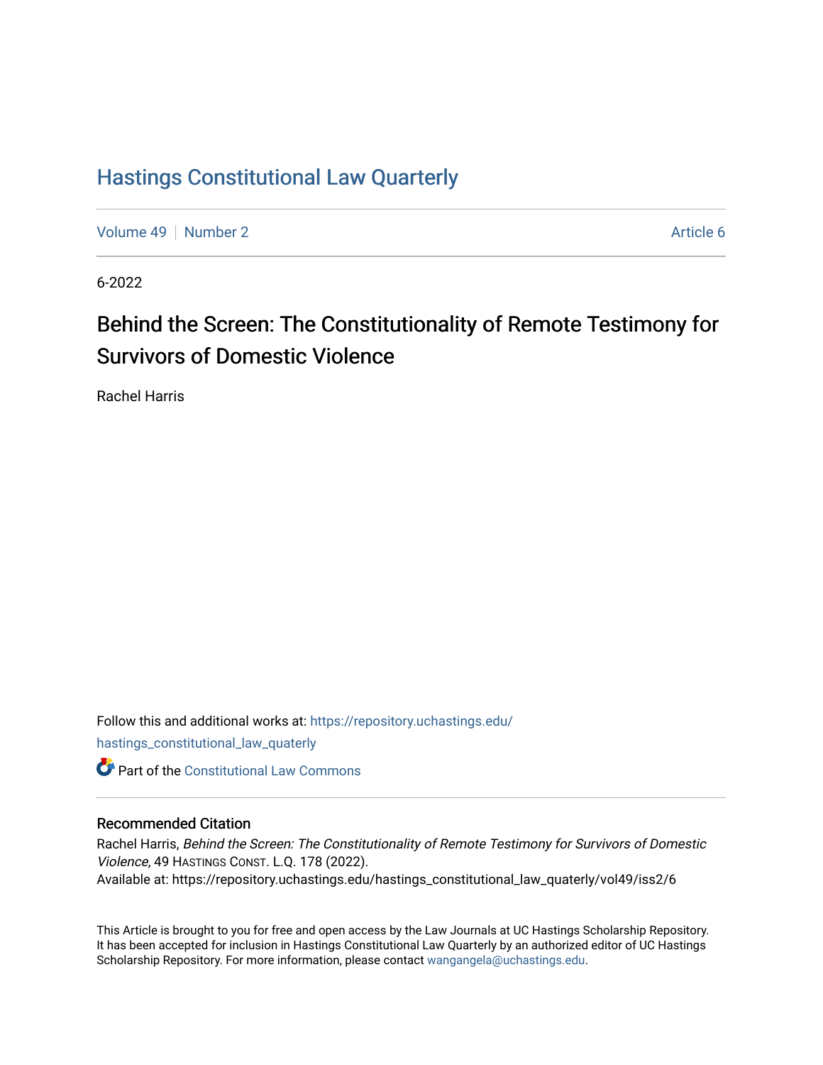# Hastings Constitutional Law Quarterly

Volume 49 | Number 2 | Article 6

6-2022

## Behind the Screen: The Constitutionality of Remote Testimony for Survivors of Domestic Violence

Rachel Harris

Follow this and additional works at: https://repository.uchastings.edu/hastings_constitutional_law_quaterly

Part of the Constitutional Law Commons

### Recommended Citation

Rachel Harris, *Behind the Screen: The Constitutionality of Remote Testimony for Survivors of Domestic Violence*, 49 HASTINGS CONST. L.Q. 178 (2022).
Available at: https://repository.uchastings.edu/hastings_constitutional_law_quaterly/vol49/iss2/6

This Article is brought to you for free and open access by the Law Journals at UC Hastings Scholarship Repository. It has been accepted for inclusion in Hastings Constitutional Law Quarterly by an authorized editor of UC Hastings Scholarship Repository. For more information, please contact wangangela@uchastings.edu.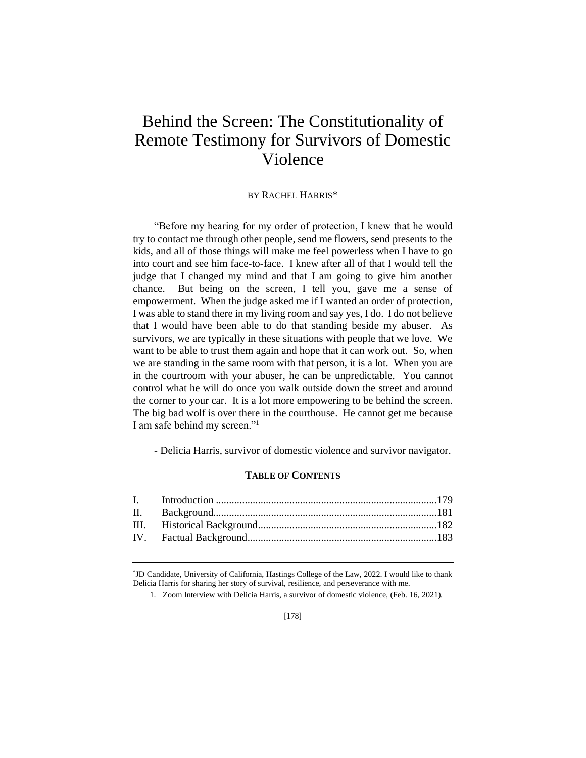# Behind the Screen: The Constitutionality of Remote Testimony for Survivors of Domestic Violence

BY RACHEL HARRIS*

"Before my hearing for my order of protection, I knew that he would try to contact me through other people, send me flowers, send presents to the kids, and all of those things will make me feel powerless when I have to go into court and see him face-to-face. I knew after all of that I would tell the judge that I changed my mind and that I am going to give him another chance. But being on the screen, I tell you, gave me a sense of empowerment. When the judge asked me if I wanted an order of protection, I was able to stand there in my living room and say yes, I do. I do not believe that I would have been able to do that standing beside my abuser. As survivors, we are typically in these situations with people that we love. We want to be able to trust them again and hope that it can work out. So, when we are standing in the same room with that person, it is a lot. When you are in the courtroom with your abuser, he can be unpredictable. You cannot control what he will do once you walk outside down the street and around the corner to your car. It is a lot more empowering to be behind the screen. The big bad wolf is over there in the courthouse. He cannot get me because I am safe behind my screen."[1]

- Delicia Harris, survivor of domestic violence and survivor navigator.

**TABLE OF CONTENTS**

| | | |
|---|---|---|
| I. | Introduction | 179 |
| II. | Background | 181 |
| III. | Historical Background | 182 |
| IV. | Factual Background | 183 |

---

*JD Candidate, University of California, Hastings College of the Law, 2022. I would like to thank Delicia Harris for sharing her story of survival, resilience, and perseverance with me.

1. Zoom Interview with Delicia Harris, a survivor of domestic violence, (Feb. 16, 2021).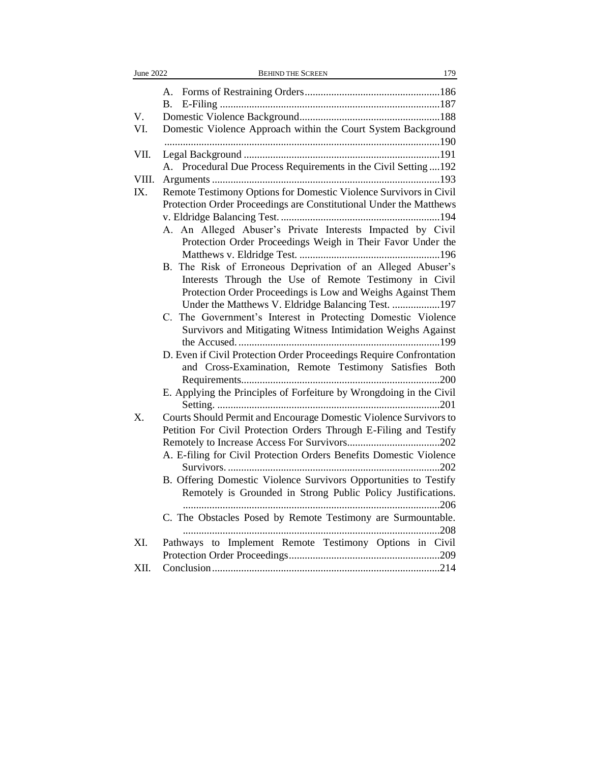A. Forms of Restraining Orders ..................................................186
B. E-Filing ..................................................................................187

V. Domestic Violence Background.....................................................188

VI. Domestic Violence Approach within the Court System Background .......................................................................................................190

VII. Legal Background ..........................................................................191

A. Procedural Due Process Requirements in the Civil Setting ....192

VIII. Arguments .....................................................................................193

IX. Remote Testimony Options for Domestic Violence Survivors in Civil Protection Order Proceedings are Constitutional Under the Matthews v. Eldridge Balancing Test. ............................................................194

A. An Alleged Abuser's Private Interests Impacted by Civil Protection Order Proceedings Weigh in Their Favor Under the Matthews v. Eldridge Test. .....................................................196

B. The Risk of Erroneous Deprivation of an Alleged Abuser's Interests Through the Use of Remote Testimony in Civil Protection Order Proceedings is Low and Weighs Against Them Under the Matthews V. Eldridge Balancing Test. ..................197

C. The Government's Interest in Protecting Domestic Violence Survivors and Mitigating Witness Intimidation Weighs Against the Accused. ............................................................................199

D. Even if Civil Protection Order Proceedings Require Confrontation and Cross-Examination, Remote Testimony Satisfies Both Requirements..........................................................................200

E. Applying the Principles of Forfeiture by Wrongdoing in the Civil Setting. ...................................................................................201

X. Courts Should Permit and Encourage Domestic Violence Survivors to Petition For Civil Protection Orders Through E-Filing and Testify Remotely to Increase Access For Survivors...................................202

A. E-filing for Civil Protection Orders Benefits Domestic Violence Survivors. ................................................................................202

B. Offering Domestic Violence Survivors Opportunities to Testify Remotely is Grounded in Strong Public Policy Justifications. ................................................................................................206

C. The Obstacles Posed by Remote Testimony are Surmountable. ................................................................................................208

XI. Pathways to Implement Remote Testimony Options in Civil Protection Order Proceedings.........................................................209

XII. Conclusion.....................................................................................214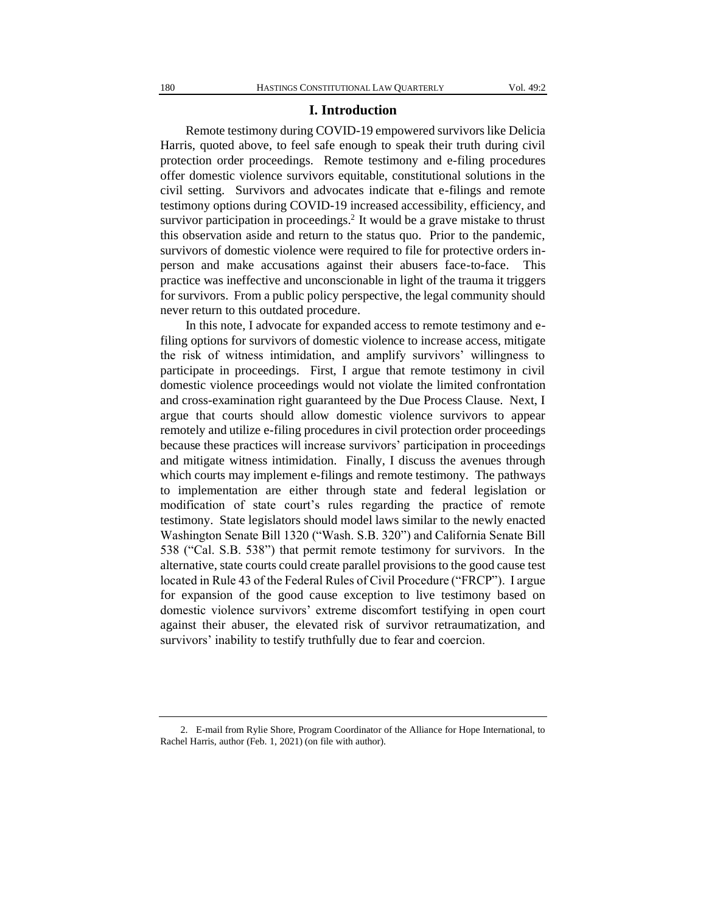## I. Introduction

Remote testimony during COVID-19 empowered survivors like Delicia Harris, quoted above, to feel safe enough to speak their truth during civil protection order proceedings. Remote testimony and e-filing procedures offer domestic violence survivors equitable, constitutional solutions in the civil setting. Survivors and advocates indicate that e-filings and remote testimony options during COVID-19 increased accessibility, efficiency, and survivor participation in proceedings.[2] It would be a grave mistake to thrust this observation aside and return to the status quo. Prior to the pandemic, survivors of domestic violence were required to file for protective orders in-person and make accusations against their abusers face-to-face. This practice was ineffective and unconscionable in light of the trauma it triggers for survivors. From a public policy perspective, the legal community should never return to this outdated procedure.

In this note, I advocate for expanded access to remote testimony and e-filing options for survivors of domestic violence to increase access, mitigate the risk of witness intimidation, and amplify survivors' willingness to participate in proceedings. First, I argue that remote testimony in civil domestic violence proceedings would not violate the limited confrontation and cross-examination right guaranteed by the Due Process Clause. Next, I argue that courts should allow domestic violence survivors to appear remotely and utilize e-filing procedures in civil protection order proceedings because these practices will increase survivors' participation in proceedings and mitigate witness intimidation. Finally, I discuss the avenues through which courts may implement e-filings and remote testimony. The pathways to implementation are either through state and federal legislation or modification of state court's rules regarding the practice of remote testimony. State legislators should model laws similar to the newly enacted Washington Senate Bill 1320 ("Wash. S.B. 320") and California Senate Bill 538 ("Cal. S.B. 538") that permit remote testimony for survivors. In the alternative, state courts could create parallel provisions to the good cause test located in Rule 43 of the Federal Rules of Civil Procedure ("FRCP"). I argue for expansion of the good cause exception to live testimony based on domestic violence survivors' extreme discomfort testifying in open court against their abuser, the elevated risk of survivor retraumatization, and survivors' inability to testify truthfully due to fear and coercion.

2. E-mail from Rylie Shore, Program Coordinator of the Alliance for Hope International, to Rachel Harris, author (Feb. 1, 2021) (on file with author).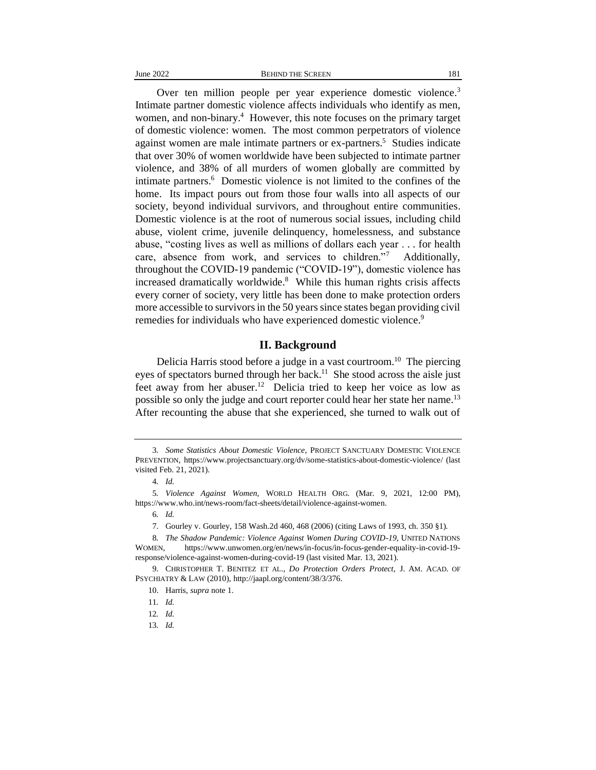Over ten million people per year experience domestic violence.[3] Intimate partner domestic violence affects individuals who identify as men, women, and non-binary.[4] However, this note focuses on the primary target of domestic violence: women. The most common perpetrators of violence against women are male intimate partners or ex-partners.[5] Studies indicate that over 30% of women worldwide have been subjected to intimate partner violence, and 38% of all murders of women globally are committed by intimate partners.[6] Domestic violence is not limited to the confines of the home. Its impact pours out from those four walls into all aspects of our society, beyond individual survivors, and throughout entire communities. Domestic violence is at the root of numerous social issues, including child abuse, violent crime, juvenile delinquency, homelessness, and substance abuse, "costing lives as well as millions of dollars each year . . . for health care, absence from work, and services to children."[7] Additionally, throughout the COVID-19 pandemic ("COVID-19"), domestic violence has increased dramatically worldwide.[8] While this human rights crisis affects every corner of society, very little has been done to make protection orders more accessible to survivors in the 50 years since states began providing civil remedies for individuals who have experienced domestic violence.[9]

## II. Background

Delicia Harris stood before a judge in a vast courtroom.[10] The piercing eyes of spectators burned through her back.[11] She stood across the aisle just feet away from her abuser.[12] Delicia tried to keep her voice as low as possible so only the judge and court reporter could hear her state her name.[13] After recounting the abuse that she experienced, she turned to walk out of

---

3. *Some Statistics About Domestic Violence*, PROJECT SANCTUARY DOMESTIC VIOLENCE PREVENTION, https://www.projectsanctuary.org/dv/some-statistics-about-domestic-violence/ (last visited Feb. 21, 2021).

4. *Id.*

5. *Violence Against Women*, WORLD HEALTH ORG. (Mar. 9, 2021, 12:00 PM), https://www.who.int/news-room/fact-sheets/detail/violence-against-women.

6. *Id.*

7. Gourley v. Gourley, 158 Wash.2d 460, 468 (2006) (citing Laws of 1993, ch. 350 §1).

8. *The Shadow Pandemic: Violence Against Women During COVID-19*, UNITED NATIONS WOMEN, https://www.unwomen.org/en/news/in-focus/in-focus-gender-equality-in-covid-19-response/violence-against-women-during-covid-19 (last visited Mar. 13, 2021).

9. CHRISTOPHER T. BENITEZ ET AL., *Do Protection Orders Protect*, J. AM. ACAD. OF PSYCHIATRY & LAW (2010), http://jaapl.org/content/38/3/376.

10. Harris, *supra* note 1.

11. *Id.*

12. *Id.*

13. *Id.*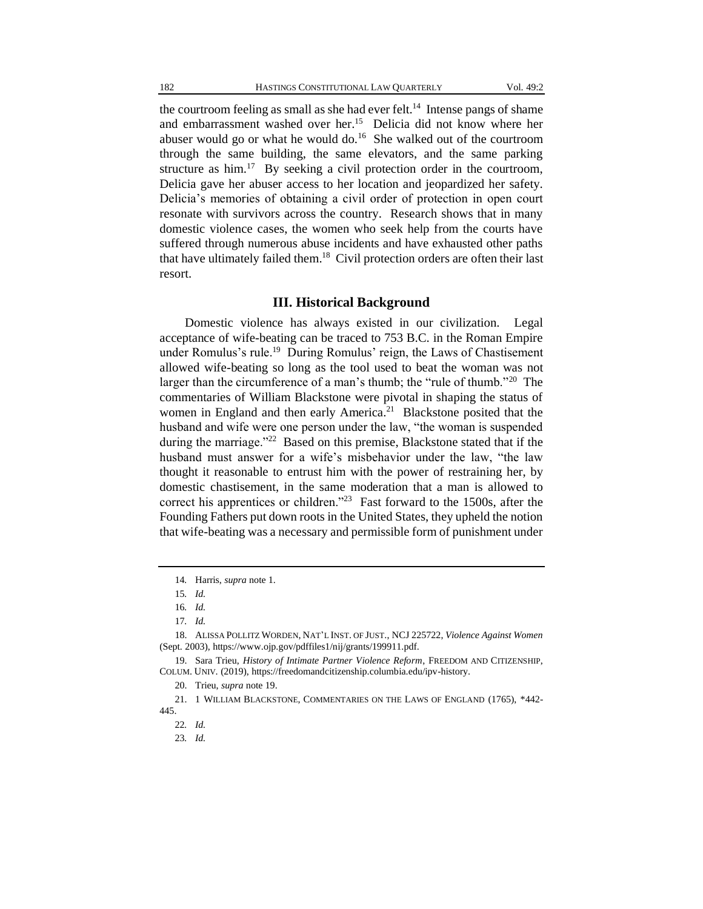the courtroom feeling as small as she had ever felt.[14] Intense pangs of shame and embarrassment washed over her.[15] Delicia did not know where her abuser would go or what he would do.[16] She walked out of the courtroom through the same building, the same elevators, and the same parking structure as him.[17] By seeking a civil protection order in the courtroom, Delicia gave her abuser access to her location and jeopardized her safety. Delicia's memories of obtaining a civil order of protection in open court resonate with survivors across the country. Research shows that in many domestic violence cases, the women who seek help from the courts have suffered through numerous abuse incidents and have exhausted other paths that have ultimately failed them.[18] Civil protection orders are often their last resort.

## III. Historical Background

Domestic violence has always existed in our civilization. Legal acceptance of wife-beating can be traced to 753 B.C. in the Roman Empire under Romulus's rule.[19] During Romulus' reign, the Laws of Chastisement allowed wife-beating so long as the tool used to beat the woman was not larger than the circumference of a man's thumb; the "rule of thumb."[20] The commentaries of William Blackstone were pivotal in shaping the status of women in England and then early America.[21] Blackstone posited that the husband and wife were one person under the law, "the woman is suspended during the marriage."[22] Based on this premise, Blackstone stated that if the husband must answer for a wife's misbehavior under the law, "the law thought it reasonable to entrust him with the power of restraining her, by domestic chastisement, in the same moderation that a man is allowed to correct his apprentices or children."[23] Fast forward to the 1500s, after the Founding Fathers put down roots in the United States, they upheld the notion that wife-beating was a necessary and permissible form of punishment under

---

14. Harris, *supra* note 1.

15. *Id.*

16. *Id.*

17. *Id.*

18. ALISSA POLLITZ WORDEN, NAT'L INST. OF JUST., NCJ 225722, *Violence Against Women* (Sept. 2003), https://www.ojp.gov/pdffiles1/nij/grants/199911.pdf.

19. Sara Trieu, *History of Intimate Partner Violence Reform*, FREEDOM AND CITIZENSHIP, COLUM. UNIV. (2019), https://freedomandcitizenship.columbia.edu/ipv-history.

20. Trieu, *supra* note 19.

21. 1 WILLIAM BLACKSTONE, COMMENTARIES ON THE LAWS OF ENGLAND (1765), *442-445.

22. *Id.*

23. *Id.*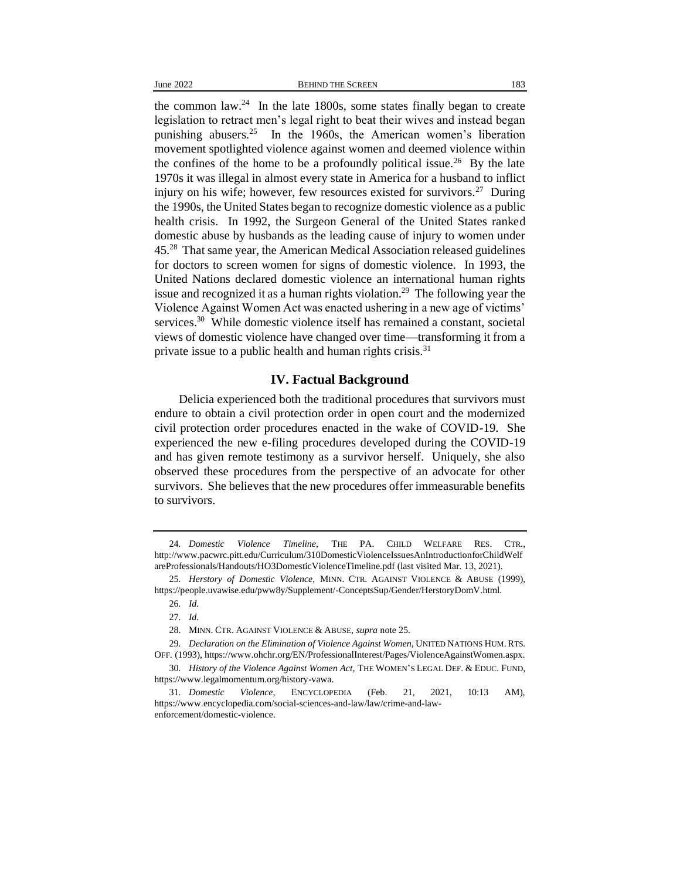the common law.[24] In the late 1800s, some states finally began to create legislation to retract men's legal right to beat their wives and instead began punishing abusers.[25] In the 1960s, the American women's liberation movement spotlighted violence against women and deemed violence within the confines of the home to be a profoundly political issue.[26] By the late 1970s it was illegal in almost every state in America for a husband to inflict injury on his wife; however, few resources existed for survivors.[27] During the 1990s, the United States began to recognize domestic violence as a public health crisis. In 1992, the Surgeon General of the United States ranked domestic abuse by husbands as the leading cause of injury to women under 45.[28] That same year, the American Medical Association released guidelines for doctors to screen women for signs of domestic violence. In 1993, the United Nations declared domestic violence an international human rights issue and recognized it as a human rights violation.[29] The following year the Violence Against Women Act was enacted ushering in a new age of victims' services.[30] While domestic violence itself has remained a constant, societal views of domestic violence have changed over time—transforming it from a private issue to a public health and human rights crisis.[31]

## IV. Factual Background

Delicia experienced both the traditional procedures that survivors must endure to obtain a civil protection order in open court and the modernized civil protection order procedures enacted in the wake of COVID-19. She experienced the new e-filing procedures developed during the COVID-19 and has given remote testimony as a survivor herself. Uniquely, she also observed these procedures from the perspective of an advocate for other survivors. She believes that the new procedures offer immeasurable benefits to survivors.

---

24. *Domestic Violence Timeline*, THE PA. CHILD WELFARE RES. CTR., http://www.pacwrc.pitt.edu/Curriculum/310DomesticViolenceIssuesAnIntroductionforChildWelfareProfessionals/Handouts/HO3DomesticViolenceTimeline.pdf (last visited Mar. 13, 2021).

25. *Herstory of Domestic Violence*, MINN. CTR. AGAINST VIOLENCE & ABUSE (1999), https://people.uvawise.edu/pww8y/Supplement/-ConceptsSup/Gender/HerstoryDomV.html.

26. *Id.*

27. *Id.*

28. MINN. CTR. AGAINST VIOLENCE & ABUSE, *supra* note 25.

29. *Declaration on the Elimination of Violence Against Women*, UNITED NATIONS HUM. RTS. OFF. (1993), https://www.ohchr.org/EN/ProfessionalInterest/Pages/ViolenceAgainstWomen.aspx.

30. *History of the Violence Against Women Act*, THE WOMEN'S LEGAL DEF. & EDUC. FUND, https://www.legalmomentum.org/history-vawa.

31. *Domestic Violence*, ENCYCLOPEDIA (Feb. 21, 2021, 10:13 AM), https://www.encyclopedia.com/social-sciences-and-law/law/crime-and-law-enforcement/domestic-violence.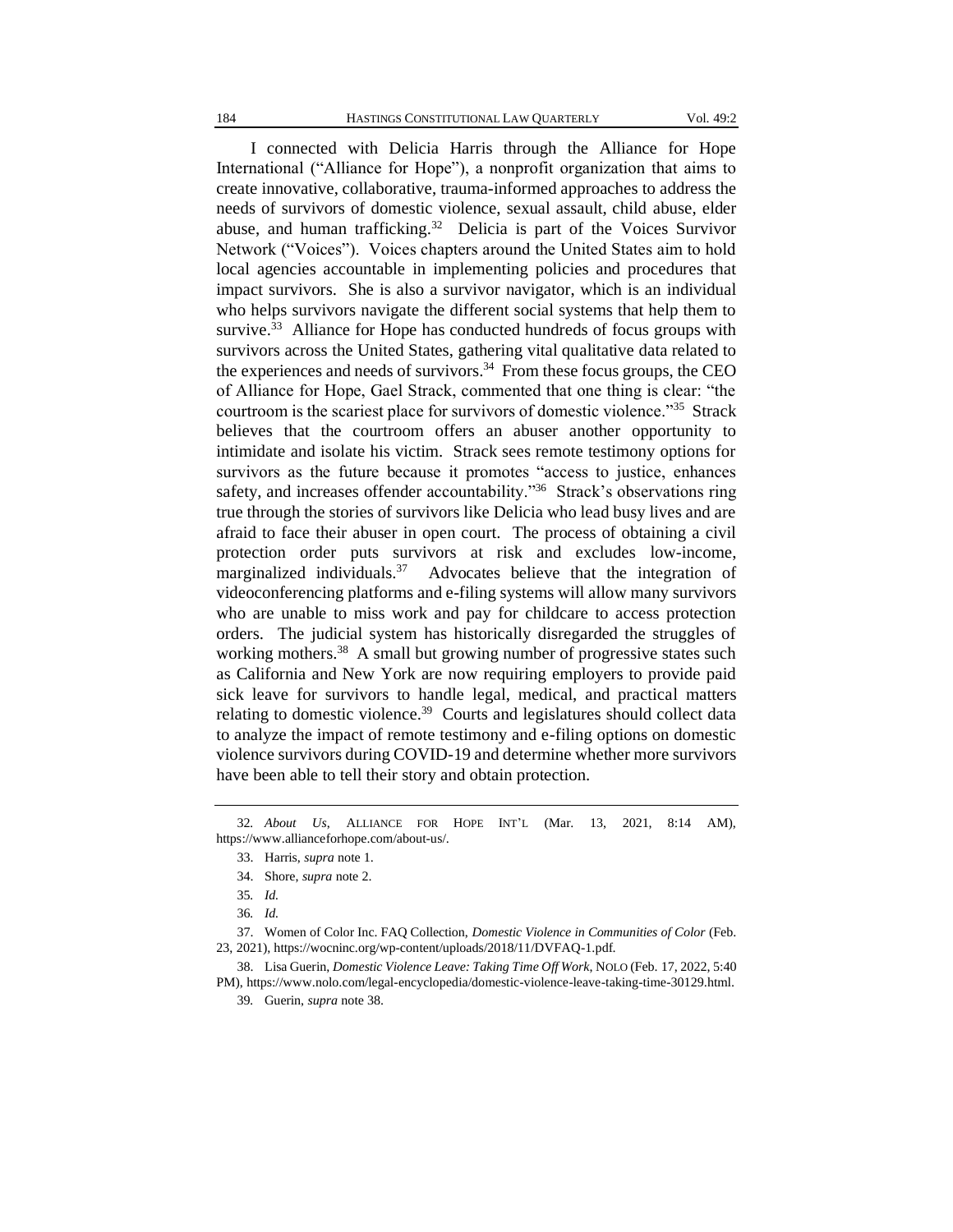I connected with Delicia Harris through the Alliance for Hope International ("Alliance for Hope"), a nonprofit organization that aims to create innovative, collaborative, trauma-informed approaches to address the needs of survivors of domestic violence, sexual assault, child abuse, elder abuse, and human trafficking.[32] Delicia is part of the Voices Survivor Network ("Voices"). Voices chapters around the United States aim to hold local agencies accountable in implementing policies and procedures that impact survivors. She is also a survivor navigator, which is an individual who helps survivors navigate the different social systems that help them to survive.[33] Alliance for Hope has conducted hundreds of focus groups with survivors across the United States, gathering vital qualitative data related to the experiences and needs of survivors.[34] From these focus groups, the CEO of Alliance for Hope, Gael Strack, commented that one thing is clear: "the courtroom is the scariest place for survivors of domestic violence."[35] Strack believes that the courtroom offers an abuser another opportunity to intimidate and isolate his victim. Strack sees remote testimony options for survivors as the future because it promotes "access to justice, enhances safety, and increases offender accountability."[36] Strack's observations ring true through the stories of survivors like Delicia who lead busy lives and are afraid to face their abuser in open court. The process of obtaining a civil protection order puts survivors at risk and excludes low-income, marginalized individuals.[37] Advocates believe that the integration of videoconferencing platforms and e-filing systems will allow many survivors who are unable to miss work and pay for childcare to access protection orders. The judicial system has historically disregarded the struggles of working mothers.[38] A small but growing number of progressive states such as California and New York are now requiring employers to provide paid sick leave for survivors to handle legal, medical, and practical matters relating to domestic violence.[39] Courts and legislatures should collect data to analyze the impact of remote testimony and e-filing options on domestic violence survivors during COVID-19 and determine whether more survivors have been able to tell their story and obtain protection.

---

32. *About Us*, ALLIANCE FOR HOPE INT'L (Mar. 13, 2021, 8:14 AM), https://www.allianceforhope.com/about-us/.

33. Harris, *supra* note 1.

34. Shore, *supra* note 2.

35. *Id.*

36. *Id.*

37. Women of Color Inc. FAQ Collection, *Domestic Violence in Communities of Color* (Feb. 23, 2021), https://wocninc.org/wp-content/uploads/2018/11/DVFAQ-1.pdf.

38. Lisa Guerin, *Domestic Violence Leave: Taking Time Off Work*, NOLO (Feb. 17, 2022, 5:40 PM), https://www.nolo.com/legal-encyclopedia/domestic-violence-leave-taking-time-30129.html.

39. Guerin, *supra* note 38.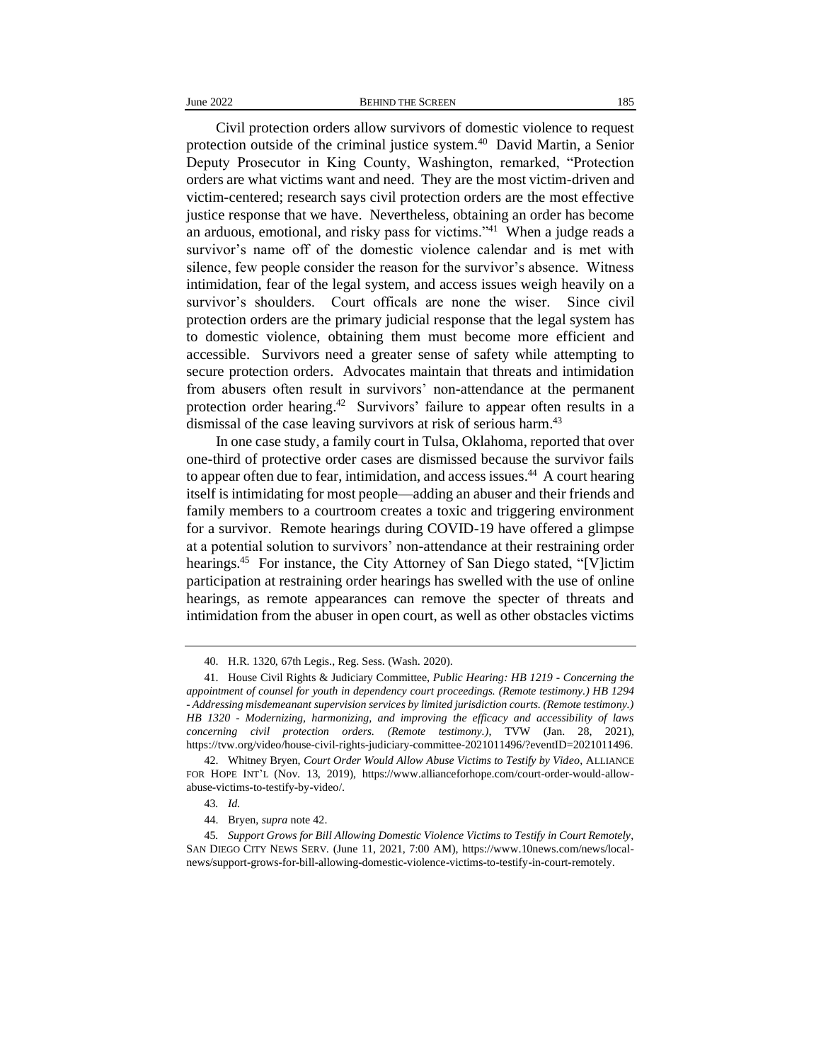Civil protection orders allow survivors of domestic violence to request protection outside of the criminal justice system.[40] David Martin, a Senior Deputy Prosecutor in King County, Washington, remarked, "Protection orders are what victims want and need. They are the most victim-driven and victim-centered; research says civil protection orders are the most effective justice response that we have. Nevertheless, obtaining an order has become an arduous, emotional, and risky pass for victims."[41] When a judge reads a survivor's name off of the domestic violence calendar and is met with silence, few people consider the reason for the survivor's absence. Witness intimidation, fear of the legal system, and access issues weigh heavily on a survivor's shoulders. Court officals are none the wiser. Since civil protection orders are the primary judicial response that the legal system has to domestic violence, obtaining them must become more efficient and accessible. Survivors need a greater sense of safety while attempting to secure protection orders. Advocates maintain that threats and intimidation from abusers often result in survivors' non-attendance at the permanent protection order hearing.[42] Survivors' failure to appear often results in a dismissal of the case leaving survivors at risk of serious harm.[43]

In one case study, a family court in Tulsa, Oklahoma, reported that over one-third of protective order cases are dismissed because the survivor fails to appear often due to fear, intimidation, and access issues.[44] A court hearing itself is intimidating for most people—adding an abuser and their friends and family members to a courtroom creates a toxic and triggering environment for a survivor. Remote hearings during COVID-19 have offered a glimpse at a potential solution to survivors' non-attendance at their restraining order hearings.[45] For instance, the City Attorney of San Diego stated, "[V]ictim participation at restraining order hearings has swelled with the use of online hearings, as remote appearances can remove the specter of threats and intimidation from the abuser in open court, as well as other obstacles victims

---

40. H.R. 1320, 67th Legis., Reg. Sess. (Wash. 2020).

41. House Civil Rights & Judiciary Committee, *Public Hearing: HB 1219 - Concerning the appointment of counsel for youth in dependency court proceedings. (Remote testimony.) HB 1294 - Addressing misdemeanant supervision services by limited jurisdiction courts. (Remote testimony.) HB 1320 - Modernizing, harmonizing, and improving the efficacy and accessibility of laws concerning civil protection orders. (Remote testimony.)*, TVW (Jan. 28, 2021), https://tvw.org/video/house-civil-rights-judiciary-committee-2021011496/?eventID=2021011496.

42. Whitney Bryen, *Court Order Would Allow Abuse Victims to Testify by Video*, ALLIANCE FOR HOPE INT'L (Nov. 13, 2019), https://www.allianceforhope.com/court-order-would-allow-abuse-victims-to-testify-by-video/.

43. *Id.*

44. Bryen, *supra* note 42.

45. *Support Grows for Bill Allowing Domestic Violence Victims to Testify in Court Remotely*, SAN DIEGO CITY NEWS SERV. (June 11, 2021, 7:00 AM), https://www.10news.com/news/local-news/support-grows-for-bill-allowing-domestic-violence-victims-to-testify-in-court-remotely.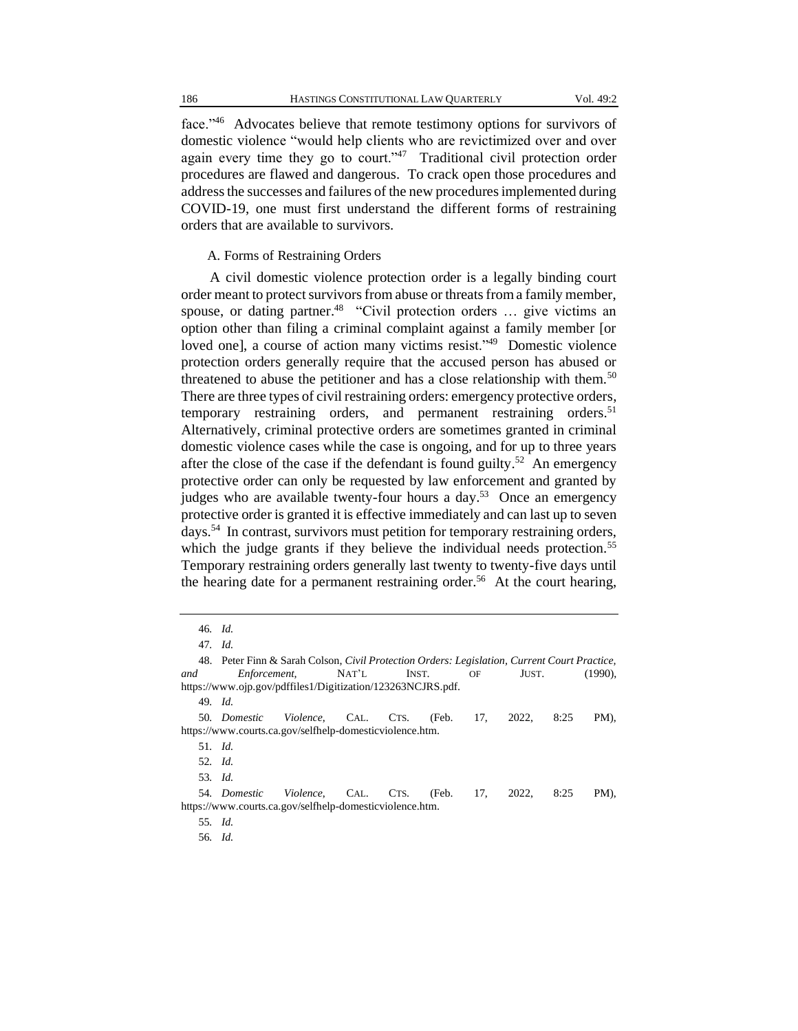face."[46] Advocates believe that remote testimony options for survivors of domestic violence "would help clients who are revictimized over and over again every time they go to court."[47] Traditional civil protection order procedures are flawed and dangerous. To crack open those procedures and address the successes and failures of the new procedures implemented during COVID-19, one must first understand the different forms of restraining orders that are available to survivors.

### A. Forms of Restraining Orders

A civil domestic violence protection order is a legally binding court order meant to protect survivors from abuse or threats from a family member, spouse, or dating partner.[48] "Civil protection orders … give victims an option other than filing a criminal complaint against a family member [or loved one], a course of action many victims resist."[49] Domestic violence protection orders generally require that the accused person has abused or threatened to abuse the petitioner and has a close relationship with them.[50] There are three types of civil restraining orders: emergency protective orders, temporary restraining orders, and permanent restraining orders.[51] Alternatively, criminal protective orders are sometimes granted in criminal domestic violence cases while the case is ongoing, and for up to three years after the close of the case if the defendant is found guilty.[52] An emergency protective order can only be requested by law enforcement and granted by judges who are available twenty-four hours a day.[53] Once an emergency protective order is granted it is effective immediately and can last up to seven days.[54] In contrast, survivors must petition for temporary restraining orders, which the judge grants if they believe the individual needs protection.[55] Temporary restraining orders generally last twenty to twenty-five days until the hearing date for a permanent restraining order.[56] At the court hearing,

---

46. *Id.*

47. *Id.*

48. Peter Finn & Sarah Colson, *Civil Protection Orders: Legislation, Current Court Practice, and Enforcement*, NAT'L INST. OF JUST. (1990), https://www.ojp.gov/pdffiles1/Digitization/123263NCJRS.pdf.

49. *Id.*

50. *Domestic Violence*, CAL. CTS. (Feb. 17, 2022, 8:25 PM), https://www.courts.ca.gov/selfhelp-domesticviolence.htm.

51. *Id.*

52. *Id.*

53. *Id.*

54. *Domestic Violence*, CAL. CTS. (Feb. 17, 2022, 8:25 PM), https://www.courts.ca.gov/selfhelp-domesticviolence.htm.

55. *Id.*

56. *Id.*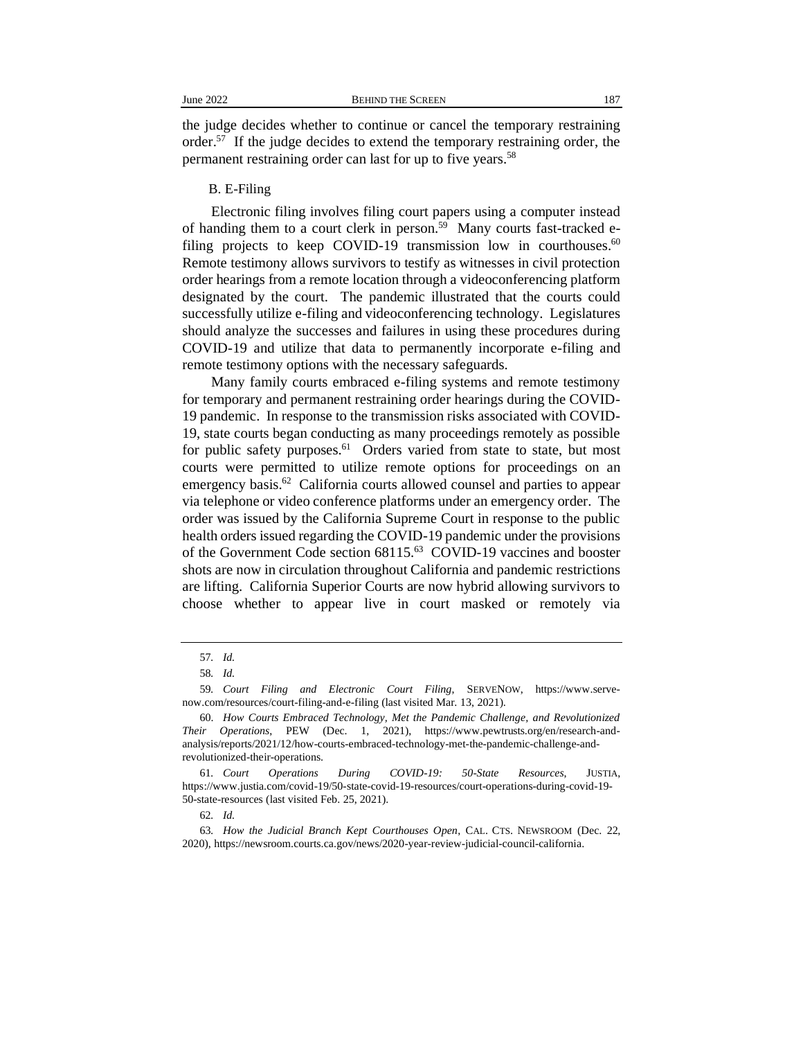the judge decides whether to continue or cancel the temporary restraining order.[57] If the judge decides to extend the temporary restraining order, the permanent restraining order can last for up to five years.[58]

### B. E-Filing

Electronic filing involves filing court papers using a computer instead of handing them to a court clerk in person.[59] Many courts fast-tracked e-filing projects to keep COVID-19 transmission low in courthouses.[60] Remote testimony allows survivors to testify as witnesses in civil protection order hearings from a remote location through a videoconferencing platform designated by the court. The pandemic illustrated that the courts could successfully utilize e-filing and videoconferencing technology. Legislatures should analyze the successes and failures in using these procedures during COVID-19 and utilize that data to permanently incorporate e-filing and remote testimony options with the necessary safeguards.

Many family courts embraced e-filing systems and remote testimony for temporary and permanent restraining order hearings during the COVID-19 pandemic. In response to the transmission risks associated with COVID-19, state courts began conducting as many proceedings remotely as possible for public safety purposes.[61] Orders varied from state to state, but most courts were permitted to utilize remote options for proceedings on an emergency basis.[62] California courts allowed counsel and parties to appear via telephone or video conference platforms under an emergency order. The order was issued by the California Supreme Court in response to the public health orders issued regarding the COVID-19 pandemic under the provisions of the Government Code section 68115.[63] COVID-19 vaccines and booster shots are now in circulation throughout California and pandemic restrictions are lifting. California Superior Courts are now hybrid allowing survivors to choose whether to appear live in court masked or remotely via

---

57. *Id.*

58. *Id.*

59. *Court Filing and Electronic Court Filing*, SERVENOW, https://www.serve-now.com/resources/court-filing-and-e-filing (last visited Mar. 13, 2021).

60. *How Courts Embraced Technology, Met the Pandemic Challenge, and Revolutionized Their Operations*, PEW (Dec. 1, 2021), https://www.pewtrusts.org/en/research-and-analysis/reports/2021/12/how-courts-embraced-technology-met-the-pandemic-challenge-and-revolutionized-their-operations.

61. *Court Operations During COVID-19: 50-State Resources*, JUSTIA, https://www.justia.com/covid-19/50-state-covid-19-resources/court-operations-during-covid-19-50-state-resources (last visited Feb. 25, 2021).

62. *Id.*

63. *How the Judicial Branch Kept Courthouses Open*, CAL. CTS. NEWSROOM (Dec. 22, 2020), https://newsroom.courts.ca.gov/news/2020-year-review-judicial-council-california.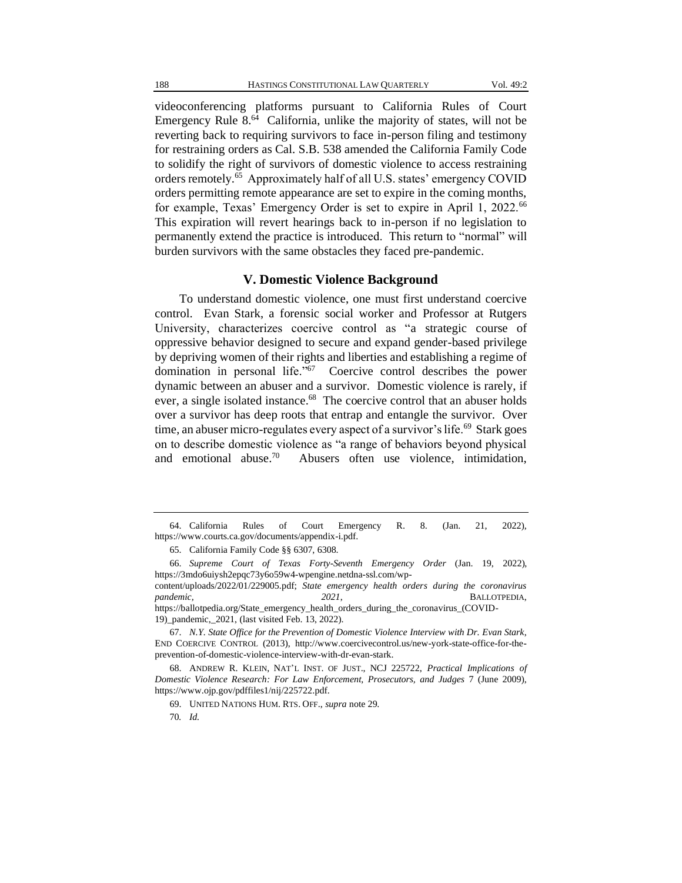videoconferencing platforms pursuant to California Rules of Court Emergency Rule 8.[64] California, unlike the majority of states, will not be reverting back to requiring survivors to face in-person filing and testimony for restraining orders as Cal. S.B. 538 amended the California Family Code to solidify the right of survivors of domestic violence to access restraining orders remotely.[65] Approximately half of all U.S. states' emergency COVID orders permitting remote appearance are set to expire in the coming months, for example, Texas' Emergency Order is set to expire in April 1, 2022.[66] This expiration will revert hearings back to in-person if no legislation to permanently extend the practice is introduced. This return to "normal" will burden survivors with the same obstacles they faced pre-pandemic.

## V. Domestic Violence Background

To understand domestic violence, one must first understand coercive control. Evan Stark, a forensic social worker and Professor at Rutgers University, characterizes coercive control as "a strategic course of oppressive behavior designed to secure and expand gender-based privilege by depriving women of their rights and liberties and establishing a regime of domination in personal life."[67] Coercive control describes the power dynamic between an abuser and a survivor. Domestic violence is rarely, if ever, a single isolated instance.[68] The coercive control that an abuser holds over a survivor has deep roots that entrap and entangle the survivor. Over time, an abuser micro-regulates every aspect of a survivor's life.[69] Stark goes on to describe domestic violence as "a range of behaviors beyond physical and emotional abuse.[70] Abusers often use violence, intimidation,

---

64. California Rules of Court Emergency R. 8. (Jan. 21, 2022), https://www.courts.ca.gov/documents/appendix-i.pdf.

65. California Family Code §§ 6307, 6308.

66. *Supreme Court of Texas Forty-Seventh Emergency Order* (Jan. 19, 2022), https://3mdo6uiysh2epqc73y6o59w4-wpengine.netdna-ssl.com/wp-content/uploads/2022/01/229005.pdf; *State emergency health orders during the coronavirus pandemic, 2021*, BALLOTPEDIA, https://ballotpedia.org/State_emergency_health_orders_during_the_coronavirus_(COVID-19)_pandemic,_2021, (last visited Feb. 13, 2022).

67. *N.Y. State Office for the Prevention of Domestic Violence Interview with Dr. Evan Stark*, END COERCIVE CONTROL (2013), http://www.coercivecontrol.us/new-york-state-office-for-the-prevention-of-domestic-violence-interview-with-dr-evan-stark.

68. ANDREW R. KLEIN, NAT'L INST. OF JUST., NCJ 225722, *Practical Implications of Domestic Violence Research: For Law Enforcement, Prosecutors, and Judges* 7 (June 2009), https://www.ojp.gov/pdffiles1/nij/225722.pdf.

69. UNITED NATIONS HUM. RTS. OFF., *supra* note 29.

70. *Id.*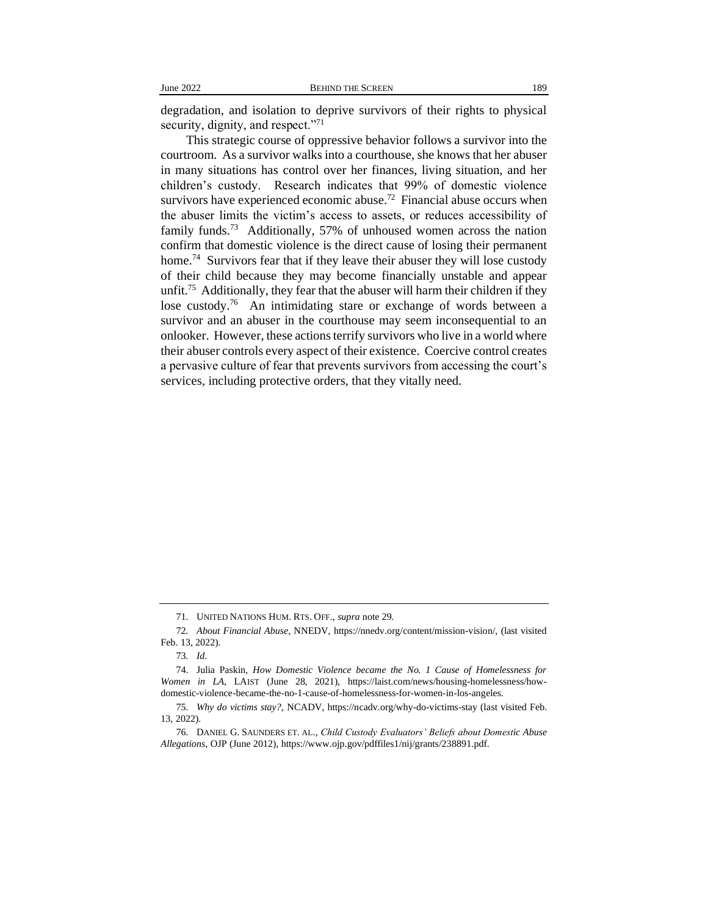degradation, and isolation to deprive survivors of their rights to physical security, dignity, and respect."[71]

This strategic course of oppressive behavior follows a survivor into the courtroom. As a survivor walks into a courthouse, she knows that her abuser in many situations has control over her finances, living situation, and her children's custody. Research indicates that 99% of domestic violence survivors have experienced economic abuse.[72] Financial abuse occurs when the abuser limits the victim's access to assets, or reduces accessibility of family funds.[73] Additionally, 57% of unhoused women across the nation confirm that domestic violence is the direct cause of losing their permanent home.[74] Survivors fear that if they leave their abuser they will lose custody of their child because they may become financially unstable and appear unfit.[75] Additionally, they fear that the abuser will harm their children if they lose custody.[76] An intimidating stare or exchange of words between a survivor and an abuser in the courthouse may seem inconsequential to an onlooker. However, these actions terrify survivors who live in a world where their abuser controls every aspect of their existence. Coercive control creates a pervasive culture of fear that prevents survivors from accessing the court's services, including protective orders, that they vitally need.

---

71. UNITED NATIONS HUM. RTS. OFF., *supra* note 29.

72. *About Financial Abuse*, NNEDV, https://nnedv.org/content/mission-vision/, (last visited Feb. 13, 2022).

73. *Id.*

74. Julia Paskin, *How Domestic Violence became the No. 1 Cause of Homelessness for Women in LA*, LAIST (June 28, 2021), https://laist.com/news/housing-homelessness/how-domestic-violence-became-the-no-1-cause-of-homelessness-for-women-in-los-angeles.

75. *Why do victims stay?*, NCADV, https://ncadv.org/why-do-victims-stay (last visited Feb. 13, 2022).

76. DANIEL G. SAUNDERS ET. AL., *Child Custody Evaluators' Beliefs about Domestic Abuse Allegations*, OJP (June 2012), https://www.ojp.gov/pdffiles1/nij/grants/238891.pdf.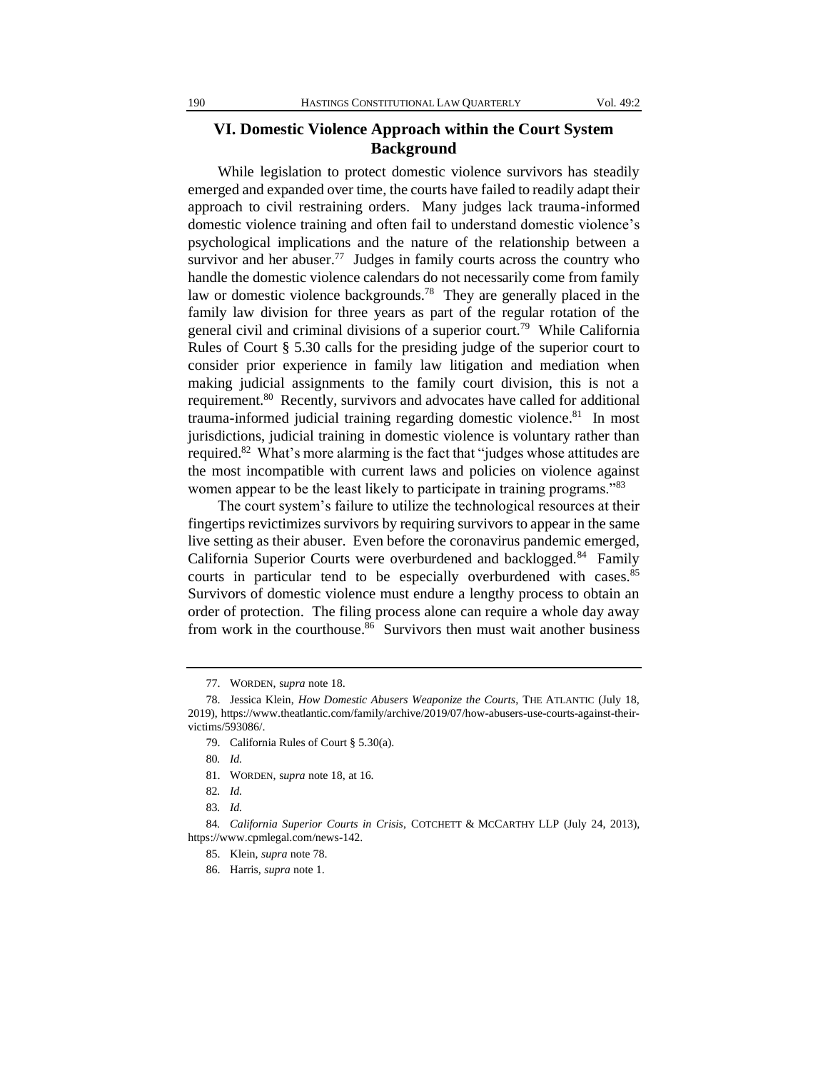## VI. Domestic Violence Approach within the Court System Background

While legislation to protect domestic violence survivors has steadily emerged and expanded over time, the courts have failed to readily adapt their approach to civil restraining orders. Many judges lack trauma-informed domestic violence training and often fail to understand domestic violence's psychological implications and the nature of the relationship between a survivor and her abuser.[77] Judges in family courts across the country who handle the domestic violence calendars do not necessarily come from family law or domestic violence backgrounds.[78] They are generally placed in the family law division for three years as part of the regular rotation of the general civil and criminal divisions of a superior court.[79] While California Rules of Court § 5.30 calls for the presiding judge of the superior court to consider prior experience in family law litigation and mediation when making judicial assignments to the family court division, this is not a requirement.[80] Recently, survivors and advocates have called for additional trauma-informed judicial training regarding domestic violence.[81] In most jurisdictions, judicial training in domestic violence is voluntary rather than required.[82] What's more alarming is the fact that "judges whose attitudes are the most incompatible with current laws and policies on violence against women appear to be the least likely to participate in training programs."[83]

The court system's failure to utilize the technological resources at their fingertips revictimizes survivors by requiring survivors to appear in the same live setting as their abuser. Even before the coronavirus pandemic emerged, California Superior Courts were overburdened and backlogged.[84] Family courts in particular tend to be especially overburdened with cases.[85] Survivors of domestic violence must endure a lengthy process to obtain an order of protection. The filing process alone can require a whole day away from work in the courthouse.[86] Survivors then must wait another business

---

77. WORDEN, s*upra* note 18.

78. Jessica Klein, *How Domestic Abusers Weaponize the Courts*, THE ATLANTIC (July 18, 2019), https://www.theatlantic.com/family/archive/2019/07/how-abusers-use-courts-against-their-victims/593086/.

79. California Rules of Court § 5.30(a).

80. *Id.*

81. WORDEN, s*upra* note 18, at 16.

82. *Id.*

83. *Id.*

84. *California Superior Courts in Crisis*, COTCHETT & MCCARTHY LLP (July 24, 2013), https://www.cpmlegal.com/news-142.

85. Klein, *supra* note 78.

86. Harris, *supra* note 1.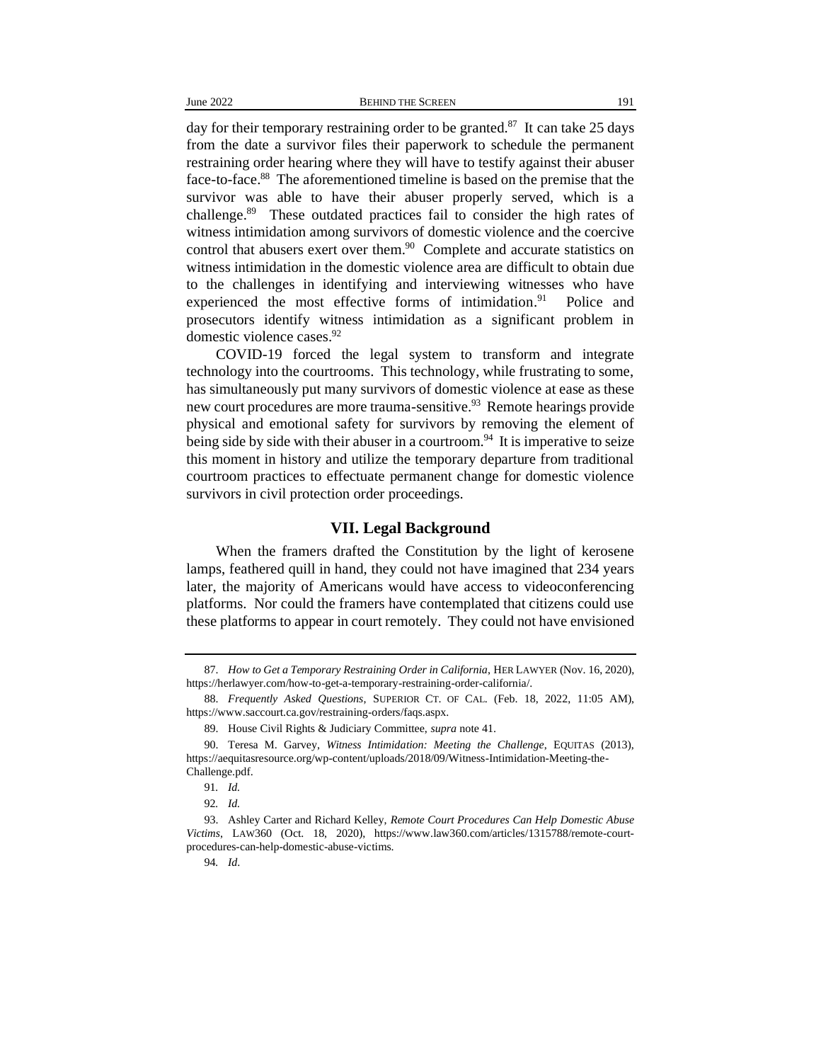day for their temporary restraining order to be granted.[87] It can take 25 days from the date a survivor files their paperwork to schedule the permanent restraining order hearing where they will have to testify against their abuser face-to-face.[88] The aforementioned timeline is based on the premise that the survivor was able to have their abuser properly served, which is a challenge.[89] These outdated practices fail to consider the high rates of witness intimidation among survivors of domestic violence and the coercive control that abusers exert over them.[90] Complete and accurate statistics on witness intimidation in the domestic violence area are difficult to obtain due to the challenges in identifying and interviewing witnesses who have experienced the most effective forms of intimidation.[91] Police and prosecutors identify witness intimidation as a significant problem in domestic violence cases.[92]

COVID-19 forced the legal system to transform and integrate technology into the courtrooms. This technology, while frustrating to some, has simultaneously put many survivors of domestic violence at ease as these new court procedures are more trauma-sensitive.[93] Remote hearings provide physical and emotional safety for survivors by removing the element of being side by side with their abuser in a courtroom.[94] It is imperative to seize this moment in history and utilize the temporary departure from traditional courtroom practices to effectuate permanent change for domestic violence survivors in civil protection order proceedings.

## VII. Legal Background

When the framers drafted the Constitution by the light of kerosene lamps, feathered quill in hand, they could not have imagined that 234 years later, the majority of Americans would have access to videoconferencing platforms. Nor could the framers have contemplated that citizens could use these platforms to appear in court remotely. They could not have envisioned

---

87. *How to Get a Temporary Restraining Order in California*, HER LAWYER (Nov. 16, 2020), https://herlawyer.com/how-to-get-a-temporary-restraining-order-california/.

88. *Frequently Asked Questions*, SUPERIOR CT. OF CAL. (Feb. 18, 2022, 11:05 AM), https://www.saccourt.ca.gov/restraining-orders/faqs.aspx.

89. House Civil Rights & Judiciary Committee, *supra* note 41.

90. Teresa M. Garvey, *Witness Intimidation: Meeting the Challenge*, EQUITAS (2013), https://aequitasresource.org/wp-content/uploads/2018/09/Witness-Intimidation-Meeting-the-Challenge.pdf.

91. *Id.*

92. *Id.*

93. Ashley Carter and Richard Kelley, *Remote Court Procedures Can Help Domestic Abuse Victims*, LAW360 (Oct. 18, 2020), https://www.law360.com/articles/1315788/remote-court-procedures-can-help-domestic-abuse-victims.

94. *Id*.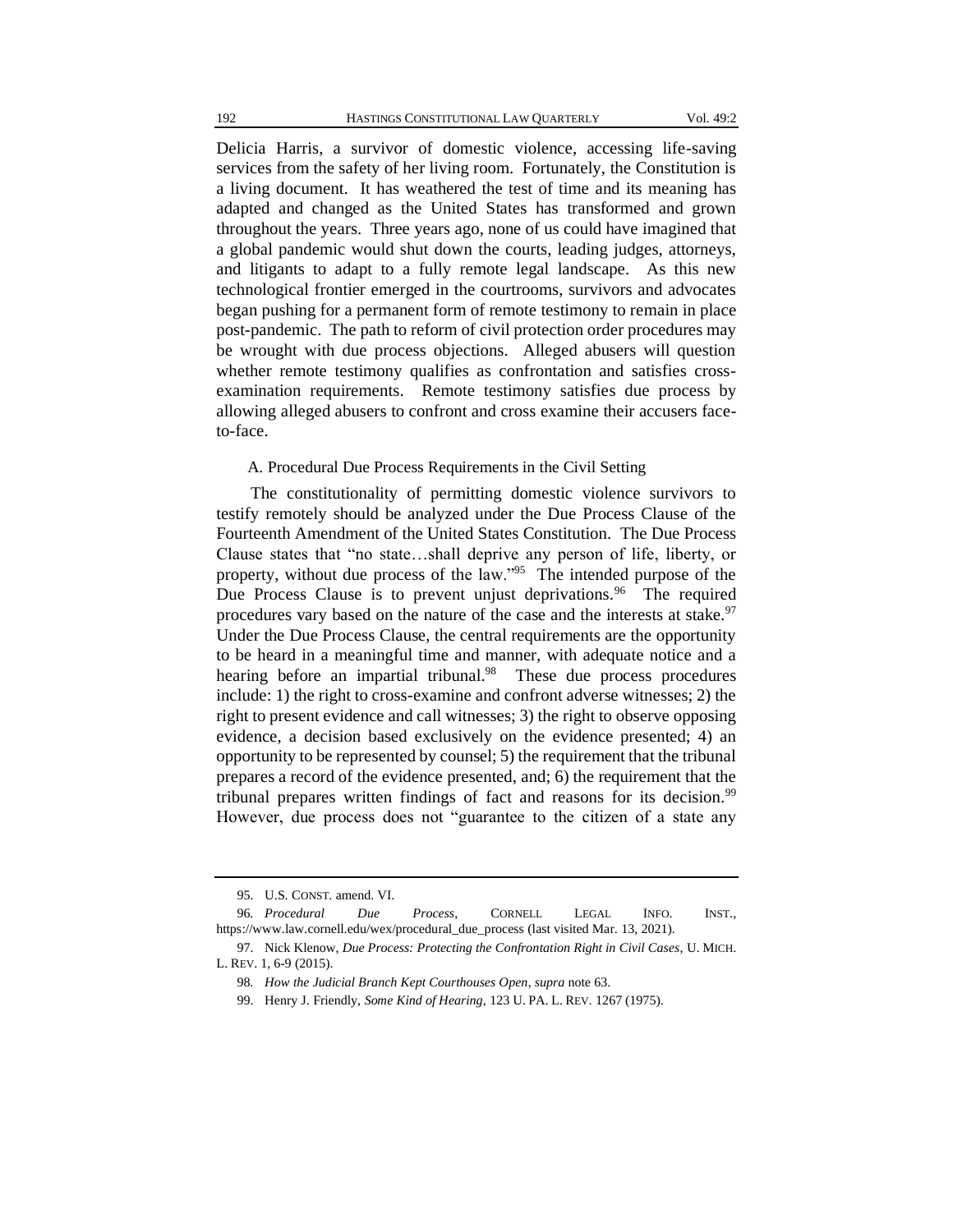Delicia Harris, a survivor of domestic violence, accessing life-saving services from the safety of her living room. Fortunately, the Constitution is a living document. It has weathered the test of time and its meaning has adapted and changed as the United States has transformed and grown throughout the years. Three years ago, none of us could have imagined that a global pandemic would shut down the courts, leading judges, attorneys, and litigants to adapt to a fully remote legal landscape. As this new technological frontier emerged in the courtrooms, survivors and advocates began pushing for a permanent form of remote testimony to remain in place post-pandemic. The path to reform of civil protection order procedures may be wrought with due process objections. Alleged abusers will question whether remote testimony qualifies as confrontation and satisfies cross-examination requirements. Remote testimony satisfies due process by allowing alleged abusers to confront and cross examine their accusers face-to-face.

### A. Procedural Due Process Requirements in the Civil Setting

The constitutionality of permitting domestic violence survivors to testify remotely should be analyzed under the Due Process Clause of the Fourteenth Amendment of the United States Constitution. The Due Process Clause states that "no state…shall deprive any person of life, liberty, or property, without due process of the law."[95] The intended purpose of the Due Process Clause is to prevent unjust deprivations.[96] The required procedures vary based on the nature of the case and the interests at stake.[97] Under the Due Process Clause, the central requirements are the opportunity to be heard in a meaningful time and manner, with adequate notice and a hearing before an impartial tribunal.[98] These due process procedures include: 1) the right to cross-examine and confront adverse witnesses; 2) the right to present evidence and call witnesses; 3) the right to observe opposing evidence, a decision based exclusively on the evidence presented; 4) an opportunity to be represented by counsel; 5) the requirement that the tribunal prepares a record of the evidence presented, and; 6) the requirement that the tribunal prepares written findings of fact and reasons for its decision.[99] However, due process does not "guarantee to the citizen of a state any

---

95. U.S. CONST. amend. VI.

96. *Procedural Due Process*, CORNELL LEGAL INFO. INST., https://www.law.cornell.edu/wex/procedural_due_process (last visited Mar. 13, 2021).

97. Nick Klenow, *Due Process: Protecting the Confrontation Right in Civil Cases*, U. MICH. L. REV. 1, 6-9 (2015).

98. *How the Judicial Branch Kept Courthouses Open*, *supra* note 63.

99. Henry J. Friendly, *Some Kind of Hearing*, 123 U. PA. L. REV. 1267 (1975).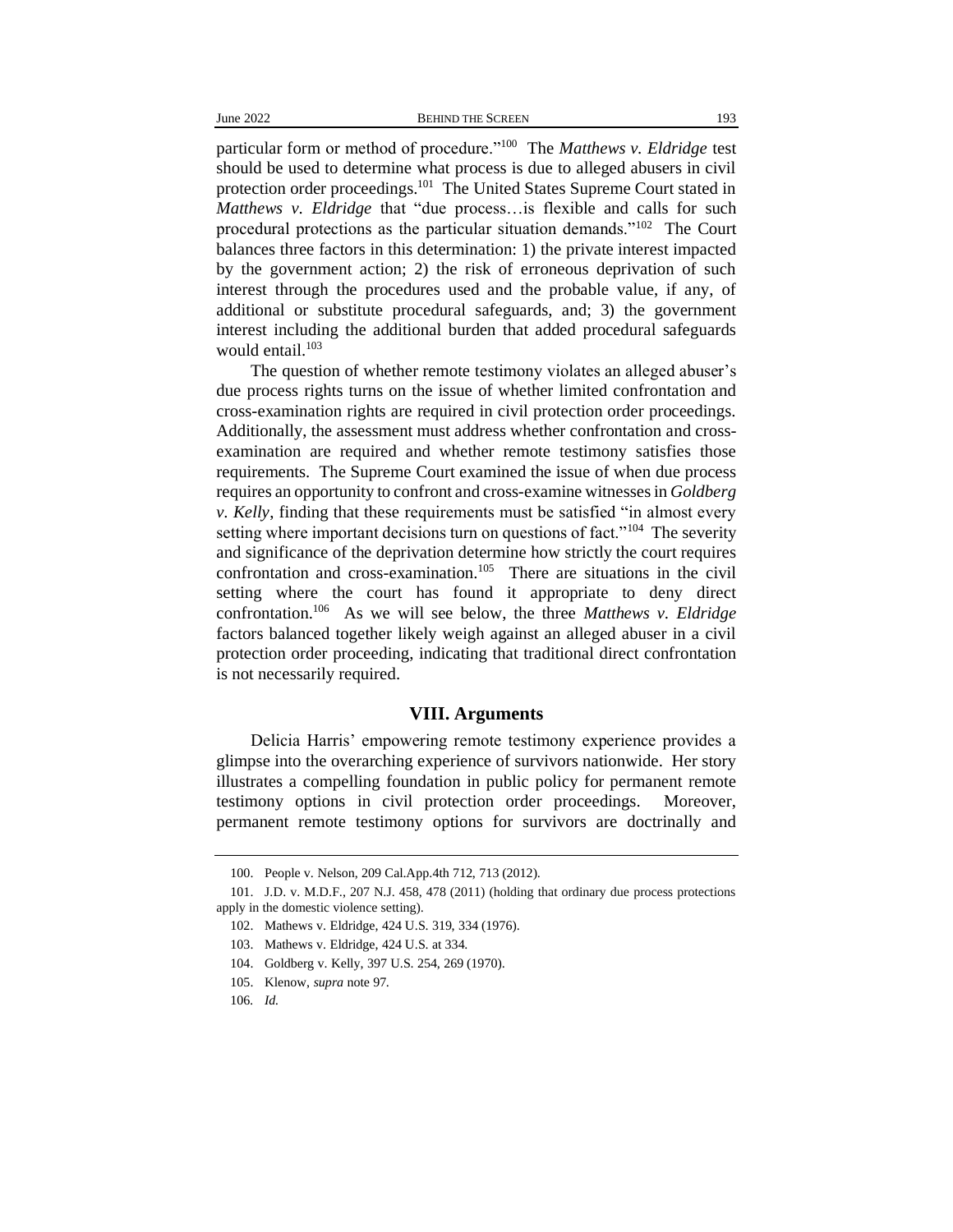particular form or method of procedure."[100] The *Matthews v. Eldridge* test should be used to determine what process is due to alleged abusers in civil protection order proceedings.[101] The United States Supreme Court stated in *Matthews v. Eldridge* that "due process…is flexible and calls for such procedural protections as the particular situation demands."[102] The Court balances three factors in this determination: 1) the private interest impacted by the government action; 2) the risk of erroneous deprivation of such interest through the procedures used and the probable value, if any, of additional or substitute procedural safeguards, and; 3) the government interest including the additional burden that added procedural safeguards would entail.[103]

The question of whether remote testimony violates an alleged abuser's due process rights turns on the issue of whether limited confrontation and cross-examination rights are required in civil protection order proceedings. Additionally, the assessment must address whether confrontation and cross-examination are required and whether remote testimony satisfies those requirements. The Supreme Court examined the issue of when due process requires an opportunity to confront and cross-examine witnesses in *Goldberg v. Kelly*, finding that these requirements must be satisfied "in almost every setting where important decisions turn on questions of fact."[104] The severity and significance of the deprivation determine how strictly the court requires confrontation and cross-examination.[105] There are situations in the civil setting where the court has found it appropriate to deny direct confrontation.[106] As we will see below, the three *Matthews v. Eldridge* factors balanced together likely weigh against an alleged abuser in a civil protection order proceeding, indicating that traditional direct confrontation is not necessarily required.

## VIII. Arguments

Delicia Harris' empowering remote testimony experience provides a glimpse into the overarching experience of survivors nationwide. Her story illustrates a compelling foundation in public policy for permanent remote testimony options in civil protection order proceedings. Moreover, permanent remote testimony options for survivors are doctrinally and

---

100. People v. Nelson, 209 Cal.App.4th 712, 713 (2012).

101. J.D. v. M.D.F., 207 N.J. 458, 478 (2011) (holding that ordinary due process protections apply in the domestic violence setting).

102. Mathews v. Eldridge, 424 U.S. 319, 334 (1976).

103. Mathews v. Eldridge, 424 U.S. at 334.

104. Goldberg v. Kelly, 397 U.S. 254, 269 (1970).

105. Klenow, *supra* note 97.

106. *Id.*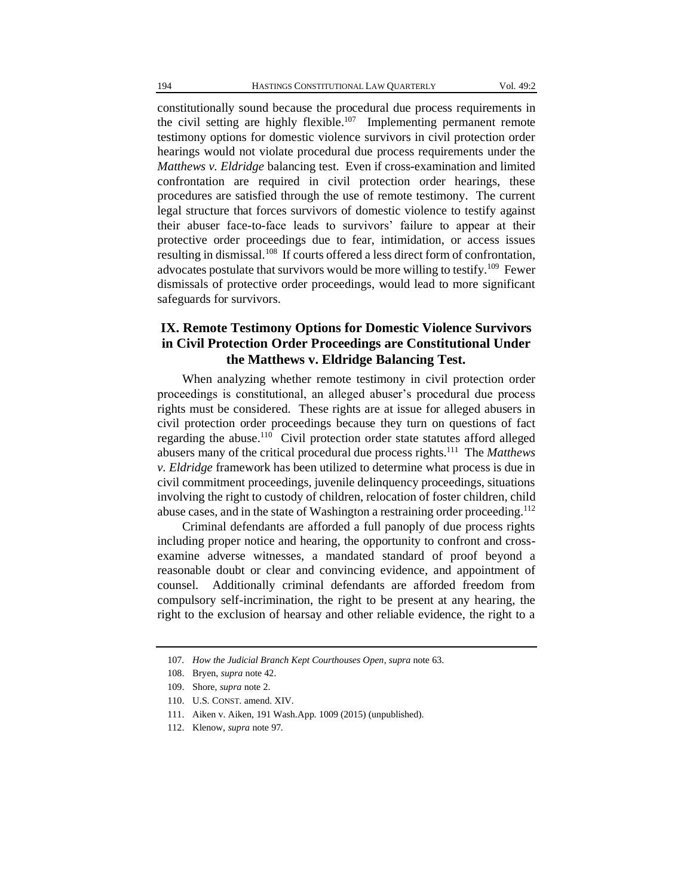constitutionally sound because the procedural due process requirements in the civil setting are highly flexible.[107] Implementing permanent remote testimony options for domestic violence survivors in civil protection order hearings would not violate procedural due process requirements under the *Matthews v. Eldridge* balancing test. Even if cross-examination and limited confrontation are required in civil protection order hearings, these procedures are satisfied through the use of remote testimony. The current legal structure that forces survivors of domestic violence to testify against their abuser face-to-face leads to survivors' failure to appear at their protective order proceedings due to fear, intimidation, or access issues resulting in dismissal.[108] If courts offered a less direct form of confrontation, advocates postulate that survivors would be more willing to testify.[109] Fewer dismissals of protective order proceedings, would lead to more significant safeguards for survivors.

## IX. Remote Testimony Options for Domestic Violence Survivors in Civil Protection Order Proceedings are Constitutional Under the Matthews v. Eldridge Balancing Test.

When analyzing whether remote testimony in civil protection order proceedings is constitutional, an alleged abuser's procedural due process rights must be considered. These rights are at issue for alleged abusers in civil protection order proceedings because they turn on questions of fact regarding the abuse.[110] Civil protection order state statutes afford alleged abusers many of the critical procedural due process rights.[111] The *Matthews v. Eldridge* framework has been utilized to determine what process is due in civil commitment proceedings, juvenile delinquency proceedings, situations involving the right to custody of children, relocation of foster children, child abuse cases, and in the state of Washington a restraining order proceeding.[112]

Criminal defendants are afforded a full panoply of due process rights including proper notice and hearing, the opportunity to confront and cross-examine adverse witnesses, a mandated standard of proof beyond a reasonable doubt or clear and convincing evidence, and appointment of counsel. Additionally criminal defendants are afforded freedom from compulsory self-incrimination, the right to be present at any hearing, the right to the exclusion of hearsay and other reliable evidence, the right to a

---

107. *How the Judicial Branch Kept Courthouses Open*, *supra* note 63.

108. Bryen, *supra* note 42.

109. Shore, *supra* note 2.

110. U.S. CONST. amend. XIV.

111. Aiken v. Aiken, 191 Wash.App. 1009 (2015) (unpublished).

112. Klenow, *supra* note 97.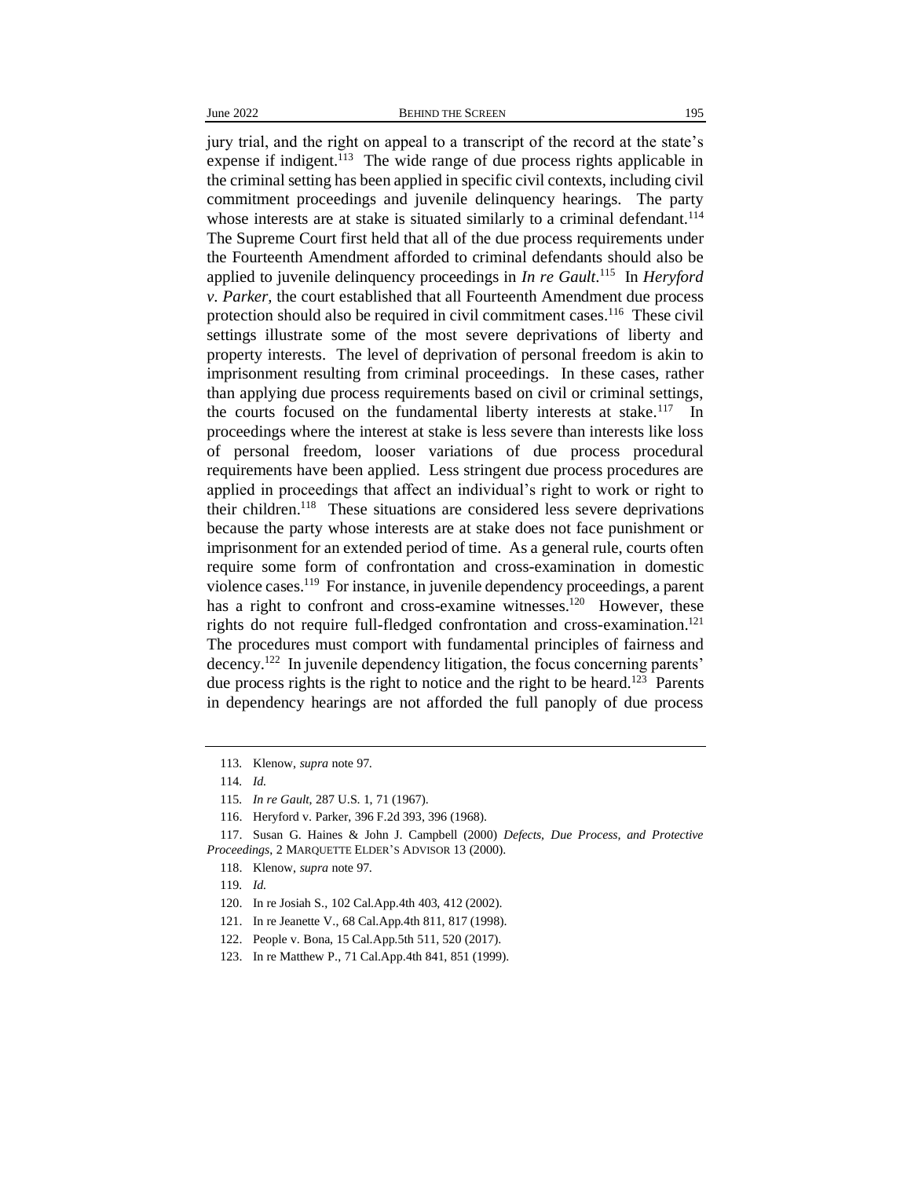jury trial, and the right on appeal to a transcript of the record at the state's expense if indigent.[113] The wide range of due process rights applicable in the criminal setting has been applied in specific civil contexts, including civil commitment proceedings and juvenile delinquency hearings. The party whose interests are at stake is situated similarly to a criminal defendant.[114] The Supreme Court first held that all of the due process requirements under the Fourteenth Amendment afforded to criminal defendants should also be applied to juvenile delinquency proceedings in *In re Gault*.[115] In *Heryford v. Parker,* the court established that all Fourteenth Amendment due process protection should also be required in civil commitment cases.[116] These civil settings illustrate some of the most severe deprivations of liberty and property interests. The level of deprivation of personal freedom is akin to imprisonment resulting from criminal proceedings. In these cases, rather than applying due process requirements based on civil or criminal settings, the courts focused on the fundamental liberty interests at stake.[117] In proceedings where the interest at stake is less severe than interests like loss of personal freedom, looser variations of due process procedural requirements have been applied. Less stringent due process procedures are applied in proceedings that affect an individual's right to work or right to their children.[118] These situations are considered less severe deprivations because the party whose interests are at stake does not face punishment or imprisonment for an extended period of time. As a general rule, courts often require some form of confrontation and cross-examination in domestic violence cases.[119] For instance, in juvenile dependency proceedings, a parent has a right to confront and cross-examine witnesses.[120] However, these rights do not require full-fledged confrontation and cross-examination.[121] The procedures must comport with fundamental principles of fairness and decency.[122] In juvenile dependency litigation, the focus concerning parents' due process rights is the right to notice and the right to be heard.[123] Parents in dependency hearings are not afforded the full panoply of due process

---

113. Klenow, *supra* note 97.

114. *Id.*

115. *In re Gault*, 287 U.S. 1, 71 (1967).

116. Heryford v. Parker, 396 F.2d 393, 396 (1968).

117. Susan G. Haines & John J. Campbell (2000) *Defects, Due Process, and Protective Proceedings*, 2 MARQUETTE ELDER'S ADVISOR 13 (2000).

118. Klenow, *supra* note 97.

119. *Id.*

120. In re Josiah S., 102 Cal.App.4th 403, 412 (2002).

121. In re Jeanette V., 68 Cal.App.4th 811, 817 (1998).

122. People v. Bona, 15 Cal.App.5th 511, 520 (2017).

123. In re Matthew P., 71 Cal.App.4th 841, 851 (1999).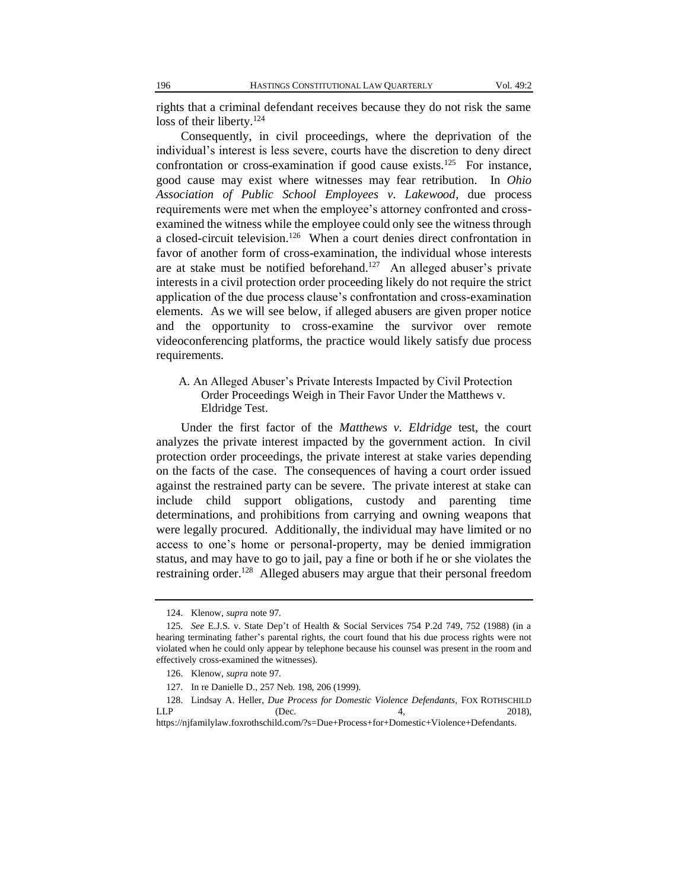rights that a criminal defendant receives because they do not risk the same loss of their liberty.[124]

Consequently, in civil proceedings, where the deprivation of the individual's interest is less severe, courts have the discretion to deny direct confrontation or cross-examination if good cause exists.[125] For instance, good cause may exist where witnesses may fear retribution. In *Ohio Association of Public School Employees v. Lakewood*, due process requirements were met when the employee's attorney confronted and cross-examined the witness while the employee could only see the witness through a closed-circuit television.[126] When a court denies direct confrontation in favor of another form of cross-examination, the individual whose interests are at stake must be notified beforehand.[127] An alleged abuser's private interests in a civil protection order proceeding likely do not require the strict application of the due process clause's confrontation and cross-examination elements. As we will see below, if alleged abusers are given proper notice and the opportunity to cross-examine the survivor over remote videoconferencing platforms, the practice would likely satisfy due process requirements.

### A. An Alleged Abuser's Private Interests Impacted by Civil Protection Order Proceedings Weigh in Their Favor Under the Matthews v. Eldridge Test.

Under the first factor of the *Matthews v. Eldridge* test, the court analyzes the private interest impacted by the government action. In civil protection order proceedings, the private interest at stake varies depending on the facts of the case. The consequences of having a court order issued against the restrained party can be severe. The private interest at stake can include child support obligations, custody and parenting time determinations, and prohibitions from carrying and owning weapons that were legally procured. Additionally, the individual may have limited or no access to one's home or personal-property, may be denied immigration status, and may have to go to jail, pay a fine or both if he or she violates the restraining order.[128] Alleged abusers may argue that their personal freedom

---

124. Klenow, *supra* note 97.

125. *See* E.J.S. v. State Dep't of Health & Social Services 754 P.2d 749, 752 (1988) (in a hearing terminating father's parental rights, the court found that his due process rights were not violated when he could only appear by telephone because his counsel was present in the room and effectively cross-examined the witnesses).

126. Klenow, *supra* note 97.

127. In re Danielle D., 257 Neb. 198, 206 (1999).

128. Lindsay A. Heller, *Due Process for Domestic Violence Defendants*, FOX ROTHSCHILD LLP (Dec. 4, 2018), https://njfamilylaw.foxrothschild.com/?s=Due+Process+for+Domestic+Violence+Defendants.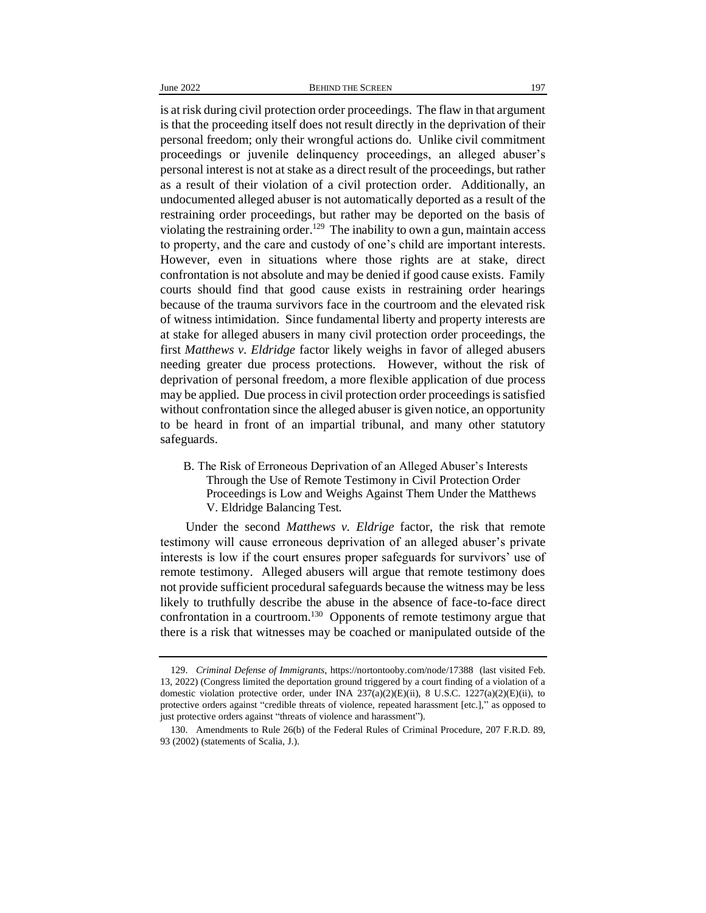is at risk during civil protection order proceedings. The flaw in that argument is that the proceeding itself does not result directly in the deprivation of their personal freedom; only their wrongful actions do. Unlike civil commitment proceedings or juvenile delinquency proceedings, an alleged abuser's personal interest is not at stake as a direct result of the proceedings, but rather as a result of their violation of a civil protection order. Additionally, an undocumented alleged abuser is not automatically deported as a result of the restraining order proceedings, but rather may be deported on the basis of violating the restraining order.[129] The inability to own a gun, maintain access to property, and the care and custody of one's child are important interests. However, even in situations where those rights are at stake, direct confrontation is not absolute and may be denied if good cause exists. Family courts should find that good cause exists in restraining order hearings because of the trauma survivors face in the courtroom and the elevated risk of witness intimidation. Since fundamental liberty and property interests are at stake for alleged abusers in many civil protection order proceedings, the first *Matthews v. Eldridge* factor likely weighs in favor of alleged abusers needing greater due process protections. However, without the risk of deprivation of personal freedom, a more flexible application of due process may be applied. Due process in civil protection order proceedings is satisfied without confrontation since the alleged abuser is given notice, an opportunity to be heard in front of an impartial tribunal, and many other statutory safeguards.

### B. The Risk of Erroneous Deprivation of an Alleged Abuser's Interests Through the Use of Remote Testimony in Civil Protection Order Proceedings is Low and Weighs Against Them Under the Matthews V. Eldridge Balancing Test.

Under the second *Matthews v. Eldrige* factor, the risk that remote testimony will cause erroneous deprivation of an alleged abuser's private interests is low if the court ensures proper safeguards for survivors' use of remote testimony. Alleged abusers will argue that remote testimony does not provide sufficient procedural safeguards because the witness may be less likely to truthfully describe the abuse in the absence of face-to-face direct confrontation in a courtroom.[130] Opponents of remote testimony argue that there is a risk that witnesses may be coached or manipulated outside of the

---

129. *Criminal Defense of Immigrants*, https://nortontooby.com/node/17388 (last visited Feb. 13, 2022) (Congress limited the deportation ground triggered by a court finding of a violation of a domestic violation protective order, under INA 237(a)(2)(E)(ii), 8 U.S.C. 1227(a)(2)(E)(ii), to protective orders against "credible threats of violence, repeated harassment [etc.]," as opposed to just protective orders against "threats of violence and harassment").

130. Amendments to Rule 26(b) of the Federal Rules of Criminal Procedure, 207 F.R.D. 89, 93 (2002) (statements of Scalia, J.).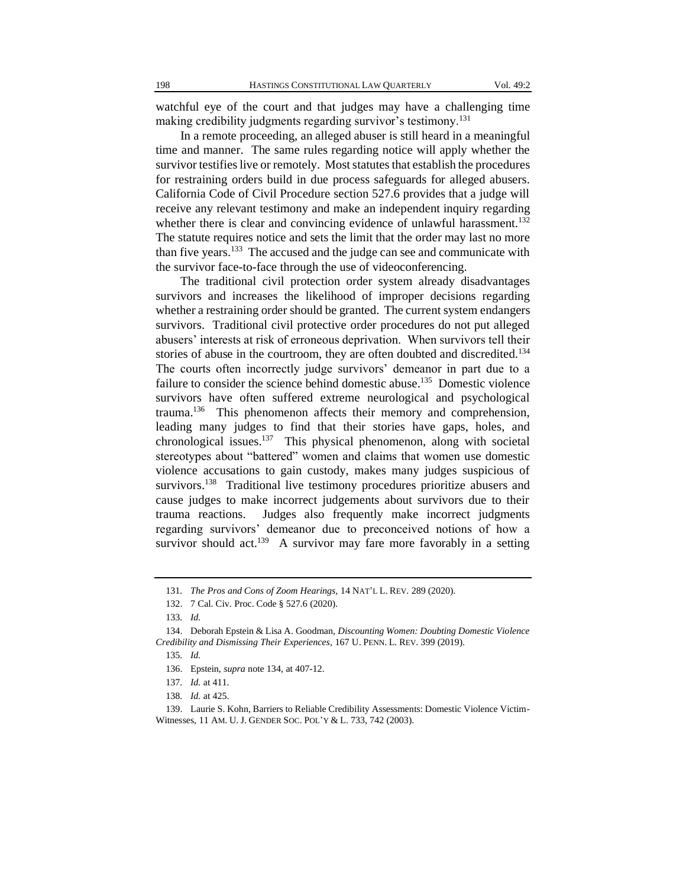watchful eye of the court and that judges may have a challenging time making credibility judgments regarding survivor's testimony.[131]

In a remote proceeding, an alleged abuser is still heard in a meaningful time and manner. The same rules regarding notice will apply whether the survivor testifies live or remotely. Most statutes that establish the procedures for restraining orders build in due process safeguards for alleged abusers. California Code of Civil Procedure section 527.6 provides that a judge will receive any relevant testimony and make an independent inquiry regarding whether there is clear and convincing evidence of unlawful harassment.[132] The statute requires notice and sets the limit that the order may last no more than five years.[133] The accused and the judge can see and communicate with the survivor face-to-face through the use of videoconferencing.

The traditional civil protection order system already disadvantages survivors and increases the likelihood of improper decisions regarding whether a restraining order should be granted. The current system endangers survivors. Traditional civil protective order procedures do not put alleged abusers' interests at risk of erroneous deprivation. When survivors tell their stories of abuse in the courtroom, they are often doubted and discredited.[134] The courts often incorrectly judge survivors' demeanor in part due to a failure to consider the science behind domestic abuse.[135] Domestic violence survivors have often suffered extreme neurological and psychological trauma.[136] This phenomenon affects their memory and comprehension, leading many judges to find that their stories have gaps, holes, and chronological issues.[137] This physical phenomenon, along with societal stereotypes about "battered" women and claims that women use domestic violence accusations to gain custody, makes many judges suspicious of survivors.[138] Traditional live testimony procedures prioritize abusers and cause judges to make incorrect judgements about survivors due to their trauma reactions. Judges also frequently make incorrect judgments regarding survivors' demeanor due to preconceived notions of how a survivor should act.[139] A survivor may fare more favorably in a setting

---

131. *The Pros and Cons of Zoom Hearings*, 14 NAT'L L. REV. 289 (2020).

132. 7 Cal. Civ. Proc. Code § 527.6 (2020).

133. *Id.*

134. Deborah Epstein & Lisa A. Goodman, *Discounting Women: Doubting Domestic Violence Credibility and Dismissing Their Experiences*, 167 U. PENN. L. REV. 399 (2019).

135. *Id.*

136. Epstein, *supra* note 134, at 407-12.

137. *Id.* at 411.

138. *Id.* at 425.

139. Laurie S. Kohn, Barriers to Reliable Credibility Assessments: Domestic Violence Victim-Witnesses, 11 AM. U. J. GENDER SOC. POL'Y & L. 733, 742 (2003).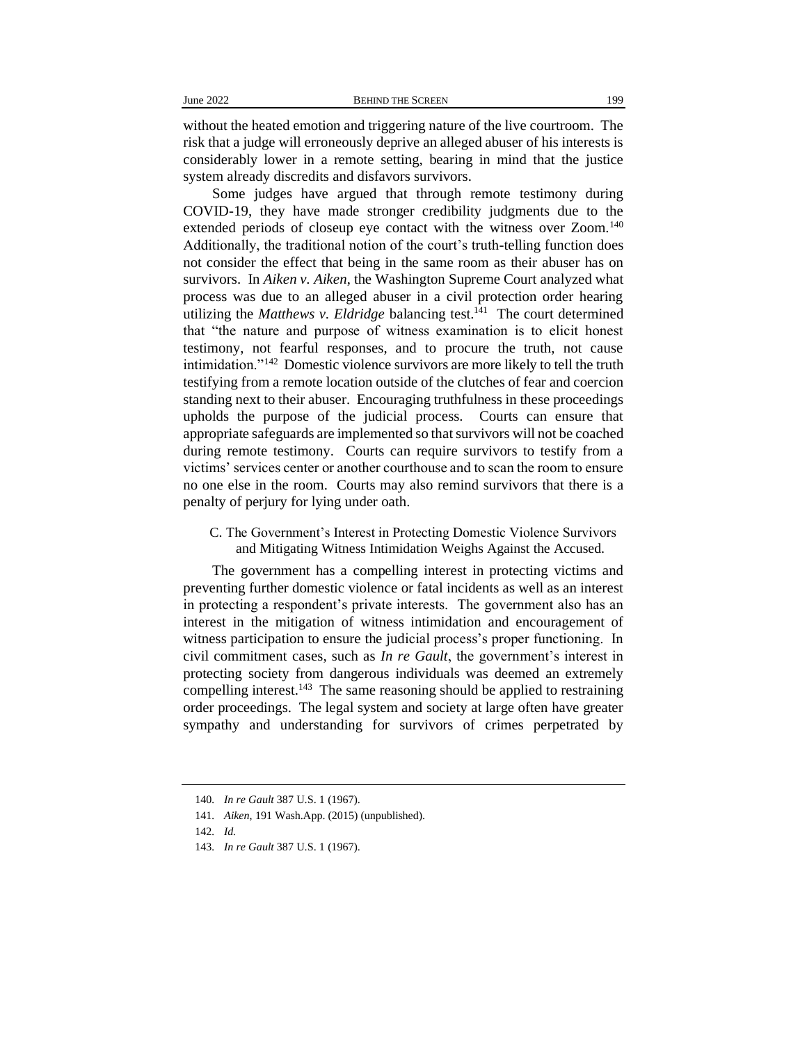without the heated emotion and triggering nature of the live courtroom. The risk that a judge will erroneously deprive an alleged abuser of his interests is considerably lower in a remote setting, bearing in mind that the justice system already discredits and disfavors survivors.

Some judges have argued that through remote testimony during COVID-19, they have made stronger credibility judgments due to the extended periods of closeup eye contact with the witness over Zoom.[140] Additionally, the traditional notion of the court's truth-telling function does not consider the effect that being in the same room as their abuser has on survivors. In *Aiken v. Aiken*, the Washington Supreme Court analyzed what process was due to an alleged abuser in a civil protection order hearing utilizing the *Matthews v. Eldridge* balancing test.[141] The court determined that "the nature and purpose of witness examination is to elicit honest testimony, not fearful responses, and to procure the truth, not cause intimidation."[142] Domestic violence survivors are more likely to tell the truth testifying from a remote location outside of the clutches of fear and coercion standing next to their abuser. Encouraging truthfulness in these proceedings upholds the purpose of the judicial process. Courts can ensure that appropriate safeguards are implemented so that survivors will not be coached during remote testimony. Courts can require survivors to testify from a victims' services center or another courthouse and to scan the room to ensure no one else in the room. Courts may also remind survivors that there is a penalty of perjury for lying under oath.

### C. The Government's Interest in Protecting Domestic Violence Survivors and Mitigating Witness Intimidation Weighs Against the Accused.

The government has a compelling interest in protecting victims and preventing further domestic violence or fatal incidents as well as an interest in protecting a respondent's private interests. The government also has an interest in the mitigation of witness intimidation and encouragement of witness participation to ensure the judicial process's proper functioning. In civil commitment cases, such as *In re Gault*, the government's interest in protecting society from dangerous individuals was deemed an extremely compelling interest.[143] The same reasoning should be applied to restraining order proceedings. The legal system and society at large often have greater sympathy and understanding for survivors of crimes perpetrated by

---

140. *In re Gault* 387 U.S. 1 (1967).

141. *Aiken*, 191 Wash.App. (2015) (unpublished).

142. *Id.*

143. *In re Gault* 387 U.S. 1 (1967).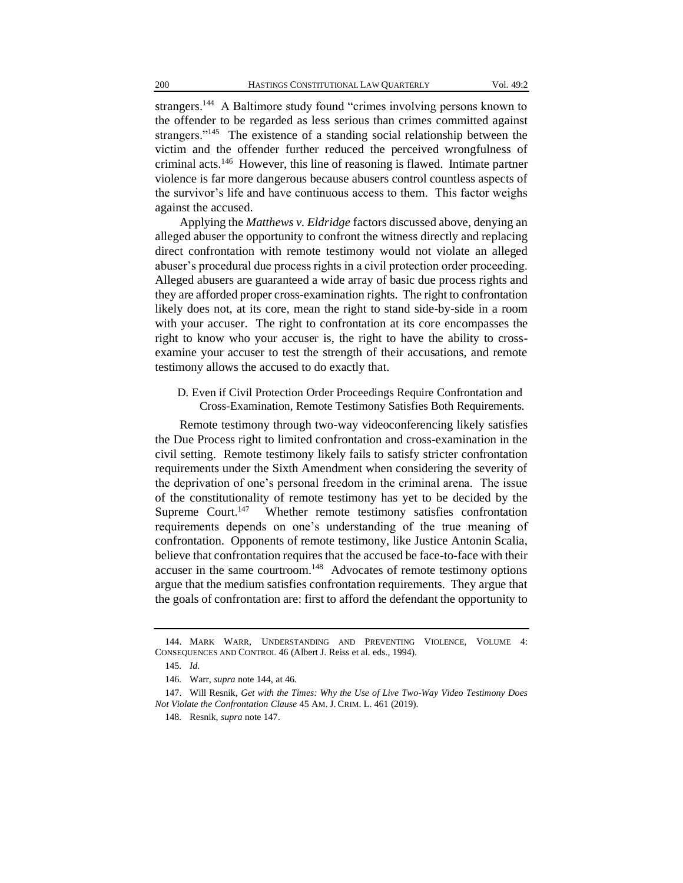strangers.[144] A Baltimore study found "crimes involving persons known to the offender to be regarded as less serious than crimes committed against strangers."[145] The existence of a standing social relationship between the victim and the offender further reduced the perceived wrongfulness of criminal acts.[146] However, this line of reasoning is flawed. Intimate partner violence is far more dangerous because abusers control countless aspects of the survivor's life and have continuous access to them. This factor weighs against the accused.

Applying the *Matthews v. Eldridge* factors discussed above, denying an alleged abuser the opportunity to confront the witness directly and replacing direct confrontation with remote testimony would not violate an alleged abuser's procedural due process rights in a civil protection order proceeding. Alleged abusers are guaranteed a wide array of basic due process rights and they are afforded proper cross-examination rights. The right to confrontation likely does not, at its core, mean the right to stand side-by-side in a room with your accuser. The right to confrontation at its core encompasses the right to know who your accuser is, the right to have the ability to cross-examine your accuser to test the strength of their accusations, and remote testimony allows the accused to do exactly that.

### D. Even if Civil Protection Order Proceedings Require Confrontation and Cross-Examination, Remote Testimony Satisfies Both Requirements.

Remote testimony through two-way videoconferencing likely satisfies the Due Process right to limited confrontation and cross-examination in the civil setting. Remote testimony likely fails to satisfy stricter confrontation requirements under the Sixth Amendment when considering the severity of the deprivation of one's personal freedom in the criminal arena. The issue of the constitutionality of remote testimony has yet to be decided by the Supreme Court.[147] Whether remote testimony satisfies confrontation requirements depends on one's understanding of the true meaning of confrontation. Opponents of remote testimony, like Justice Antonin Scalia, believe that confrontation requires that the accused be face-to-face with their accuser in the same courtroom.[148] Advocates of remote testimony options argue that the medium satisfies confrontation requirements. They argue that the goals of confrontation are: first to afford the defendant the opportunity to

---

144. MARK WARR, UNDERSTANDING AND PREVENTING VIOLENCE, VOLUME 4: CONSEQUENCES AND CONTROL 46 (Albert J. Reiss et al. eds., 1994).

145. *Id.*

146. Warr, *supra* note 144, at 46.

147. Will Resnik, *Get with the Times: Why the Use of Live Two-Way Video Testimony Does Not Violate the Confrontation Clause* 45 AM. J. CRIM. L. 461 (2019).

148. Resnik, *supra* note 147.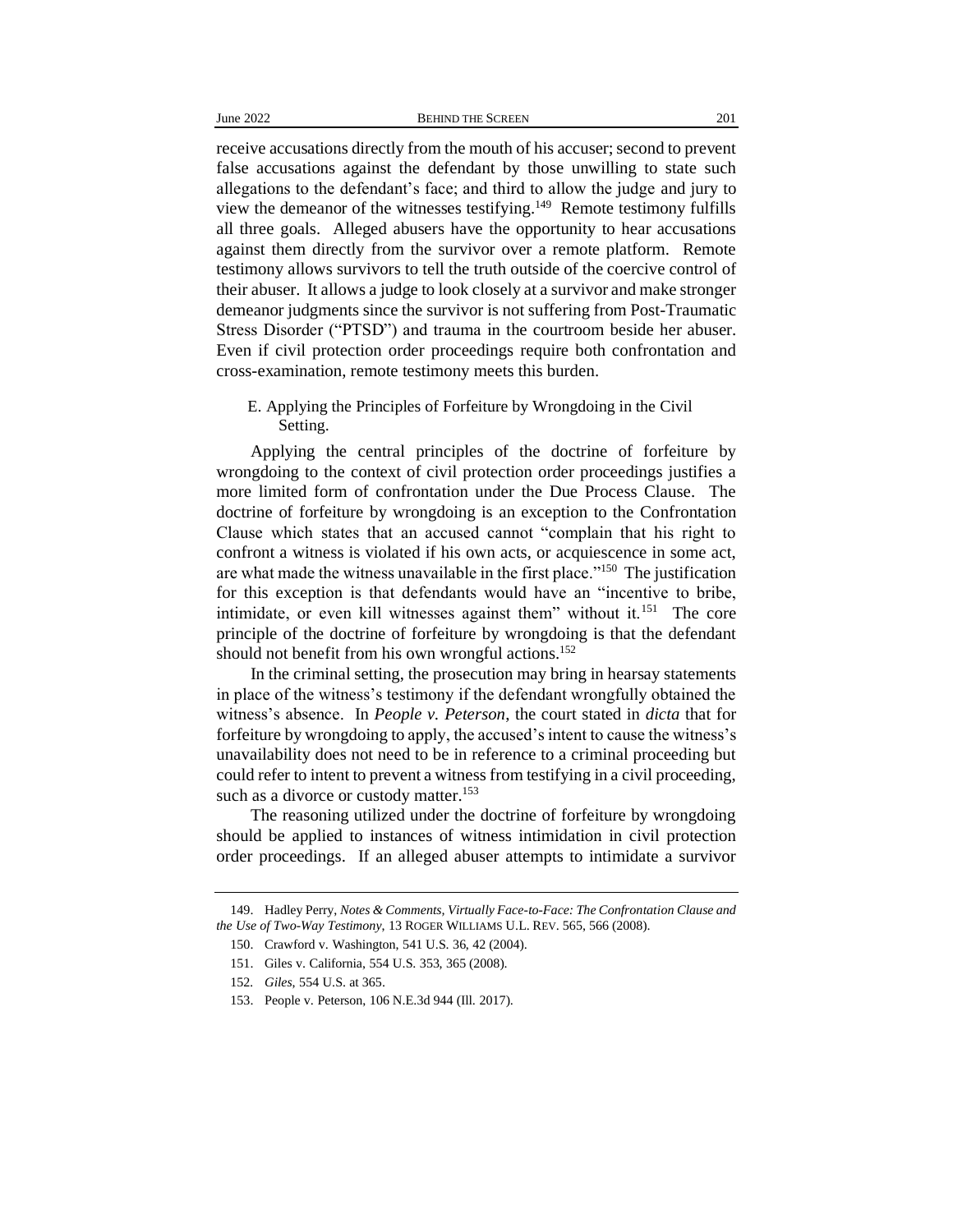receive accusations directly from the mouth of his accuser; second to prevent false accusations against the defendant by those unwilling to state such allegations to the defendant's face; and third to allow the judge and jury to view the demeanor of the witnesses testifying.[149] Remote testimony fulfills all three goals. Alleged abusers have the opportunity to hear accusations against them directly from the survivor over a remote platform. Remote testimony allows survivors to tell the truth outside of the coercive control of their abuser. It allows a judge to look closely at a survivor and make stronger demeanor judgments since the survivor is not suffering from Post-Traumatic Stress Disorder ("PTSD") and trauma in the courtroom beside her abuser. Even if civil protection order proceedings require both confrontation and cross-examination, remote testimony meets this burden.

### E. Applying the Principles of Forfeiture by Wrongdoing in the Civil Setting.

Applying the central principles of the doctrine of forfeiture by wrongdoing to the context of civil protection order proceedings justifies a more limited form of confrontation under the Due Process Clause. The doctrine of forfeiture by wrongdoing is an exception to the Confrontation Clause which states that an accused cannot "complain that his right to confront a witness is violated if his own acts, or acquiescence in some act, are what made the witness unavailable in the first place."[150] The justification for this exception is that defendants would have an "incentive to bribe, intimidate, or even kill witnesses against them" without it.[151] The core principle of the doctrine of forfeiture by wrongdoing is that the defendant should not benefit from his own wrongful actions.[152]

In the criminal setting, the prosecution may bring in hearsay statements in place of the witness's testimony if the defendant wrongfully obtained the witness's absence. In *People v. Peterson*, the court stated in *dicta* that for forfeiture by wrongdoing to apply, the accused's intent to cause the witness's unavailability does not need to be in reference to a criminal proceeding but could refer to intent to prevent a witness from testifying in a civil proceeding, such as a divorce or custody matter.[153]

The reasoning utilized under the doctrine of forfeiture by wrongdoing should be applied to instances of witness intimidation in civil protection order proceedings. If an alleged abuser attempts to intimidate a survivor

---

149. Hadley Perry, *Notes & Comments, Virtually Face-to-Face: The Confrontation Clause and the Use of Two-Way Testimony*, 13 ROGER WILLIAMS U.L. REV. 565, 566 (2008).

150. Crawford v. Washington, 541 U.S. 36, 42 (2004).

151. Giles v. California, 554 U.S. 353, 365 (2008).

152. *Giles*, 554 U.S. at 365.

153. People v. Peterson, 106 N.E.3d 944 (Ill. 2017).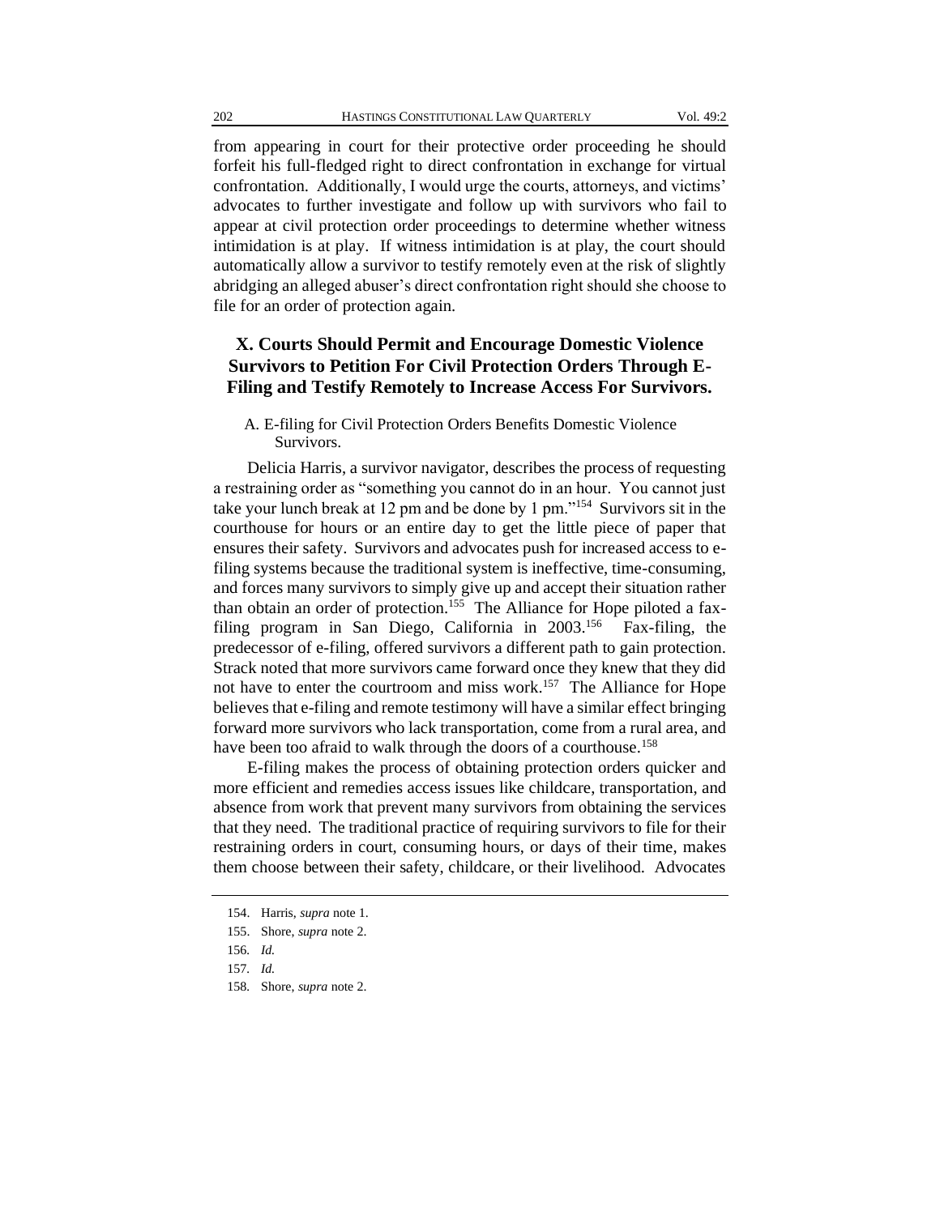from appearing in court for their protective order proceeding he should forfeit his full-fledged right to direct confrontation in exchange for virtual confrontation. Additionally, I would urge the courts, attorneys, and victims' advocates to further investigate and follow up with survivors who fail to appear at civil protection order proceedings to determine whether witness intimidation is at play. If witness intimidation is at play, the court should automatically allow a survivor to testify remotely even at the risk of slightly abridging an alleged abuser's direct confrontation right should she choose to file for an order of protection again.

## X. Courts Should Permit and Encourage Domestic Violence Survivors to Petition For Civil Protection Orders Through E-Filing and Testify Remotely to Increase Access For Survivors.

### A. E-filing for Civil Protection Orders Benefits Domestic Violence Survivors.

Delicia Harris, a survivor navigator, describes the process of requesting a restraining order as "something you cannot do in an hour. You cannot just take your lunch break at 12 pm and be done by 1 pm."[154] Survivors sit in the courthouse for hours or an entire day to get the little piece of paper that ensures their safety. Survivors and advocates push for increased access to e-filing systems because the traditional system is ineffective, time-consuming, and forces many survivors to simply give up and accept their situation rather than obtain an order of protection.[155] The Alliance for Hope piloted a fax-filing program in San Diego, California in 2003.[156] Fax-filing, the predecessor of e-filing, offered survivors a different path to gain protection. Strack noted that more survivors came forward once they knew that they did not have to enter the courtroom and miss work.[157] The Alliance for Hope believes that e-filing and remote testimony will have a similar effect bringing forward more survivors who lack transportation, come from a rural area, and have been too afraid to walk through the doors of a courthouse.[158]

E-filing makes the process of obtaining protection orders quicker and more efficient and remedies access issues like childcare, transportation, and absence from work that prevent many survivors from obtaining the services that they need. The traditional practice of requiring survivors to file for their restraining orders in court, consuming hours, or days of their time, makes them choose between their safety, childcare, or their livelihood. Advocates

154. Harris, *supra* note 1.
155. Shore, *supra* note 2.
156. *Id.*
157. *Id.*
158. Shore, *supra* note 2.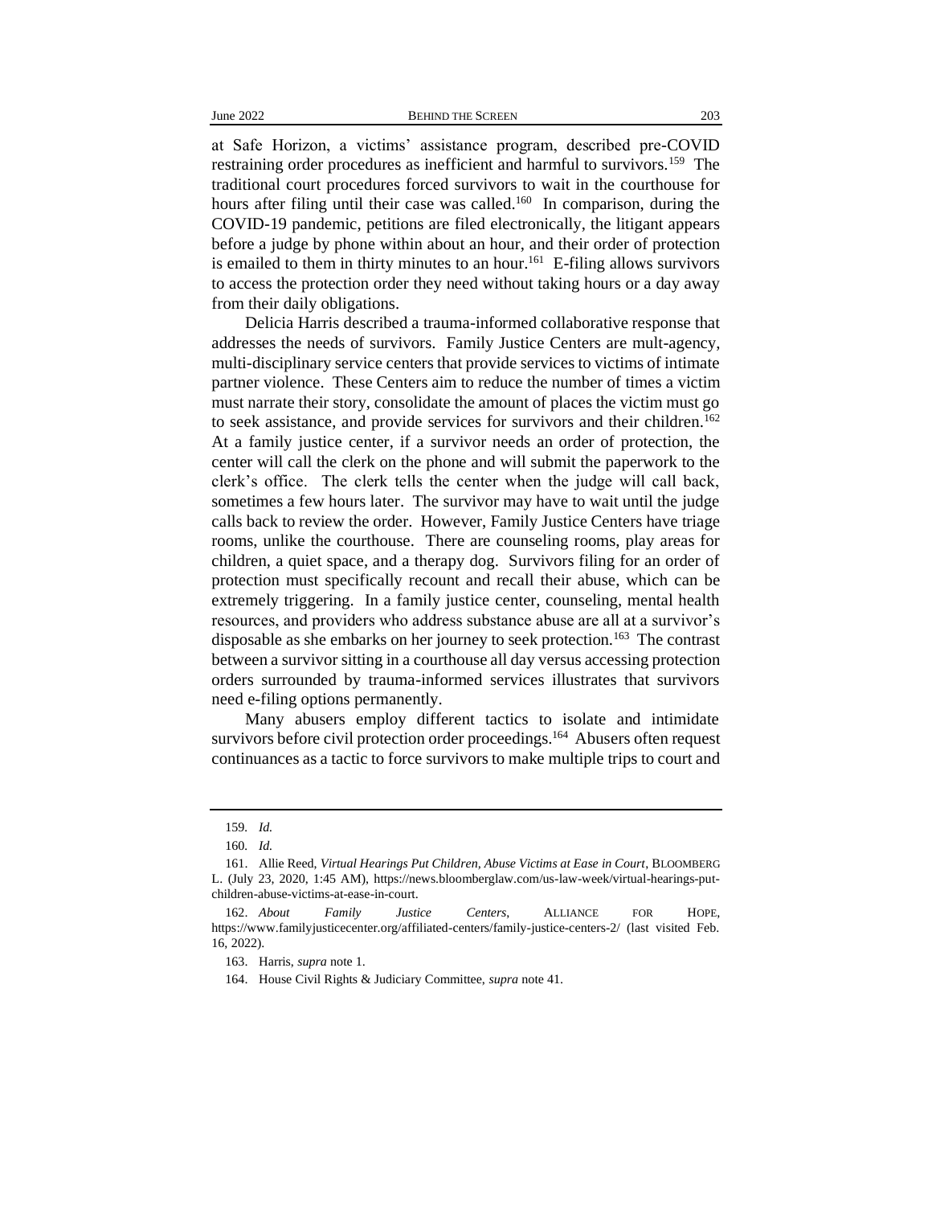at Safe Horizon, a victims' assistance program, described pre-COVID restraining order procedures as inefficient and harmful to survivors.[159] The traditional court procedures forced survivors to wait in the courthouse for hours after filing until their case was called.[160] In comparison, during the COVID-19 pandemic, petitions are filed electronically, the litigant appears before a judge by phone within about an hour, and their order of protection is emailed to them in thirty minutes to an hour.[161] E-filing allows survivors to access the protection order they need without taking hours or a day away from their daily obligations.

Delicia Harris described a trauma-informed collaborative response that addresses the needs of survivors. Family Justice Centers are mult-agency, multi-disciplinary service centers that provide services to victims of intimate partner violence. These Centers aim to reduce the number of times a victim must narrate their story, consolidate the amount of places the victim must go to seek assistance, and provide services for survivors and their children.[162] At a family justice center, if a survivor needs an order of protection, the center will call the clerk on the phone and will submit the paperwork to the clerk's office. The clerk tells the center when the judge will call back, sometimes a few hours later. The survivor may have to wait until the judge calls back to review the order. However, Family Justice Centers have triage rooms, unlike the courthouse. There are counseling rooms, play areas for children, a quiet space, and a therapy dog. Survivors filing for an order of protection must specifically recount and recall their abuse, which can be extremely triggering. In a family justice center, counseling, mental health resources, and providers who address substance abuse are all at a survivor's disposable as she embarks on her journey to seek protection.[163] The contrast between a survivor sitting in a courthouse all day versus accessing protection orders surrounded by trauma-informed services illustrates that survivors need e-filing options permanently.

Many abusers employ different tactics to isolate and intimidate survivors before civil protection order proceedings.[164] Abusers often request continuances as a tactic to force survivors to make multiple trips to court and

---

159. *Id.*

160. *Id.*

161. Allie Reed, *Virtual Hearings Put Children, Abuse Victims at Ease in Court*, BLOOMBERG L. (July 23, 2020, 1:45 AM), https://news.bloomberglaw.com/us-law-week/virtual-hearings-put-children-abuse-victims-at-ease-in-court.

162. *About Family Justice Centers*, ALLIANCE FOR HOPE, https://www.familyjusticecenter.org/affiliated-centers/family-justice-centers-2/ (last visited Feb. 16, 2022).

163. Harris, *supra* note 1.

164. House Civil Rights & Judiciary Committee, *supra* note 41.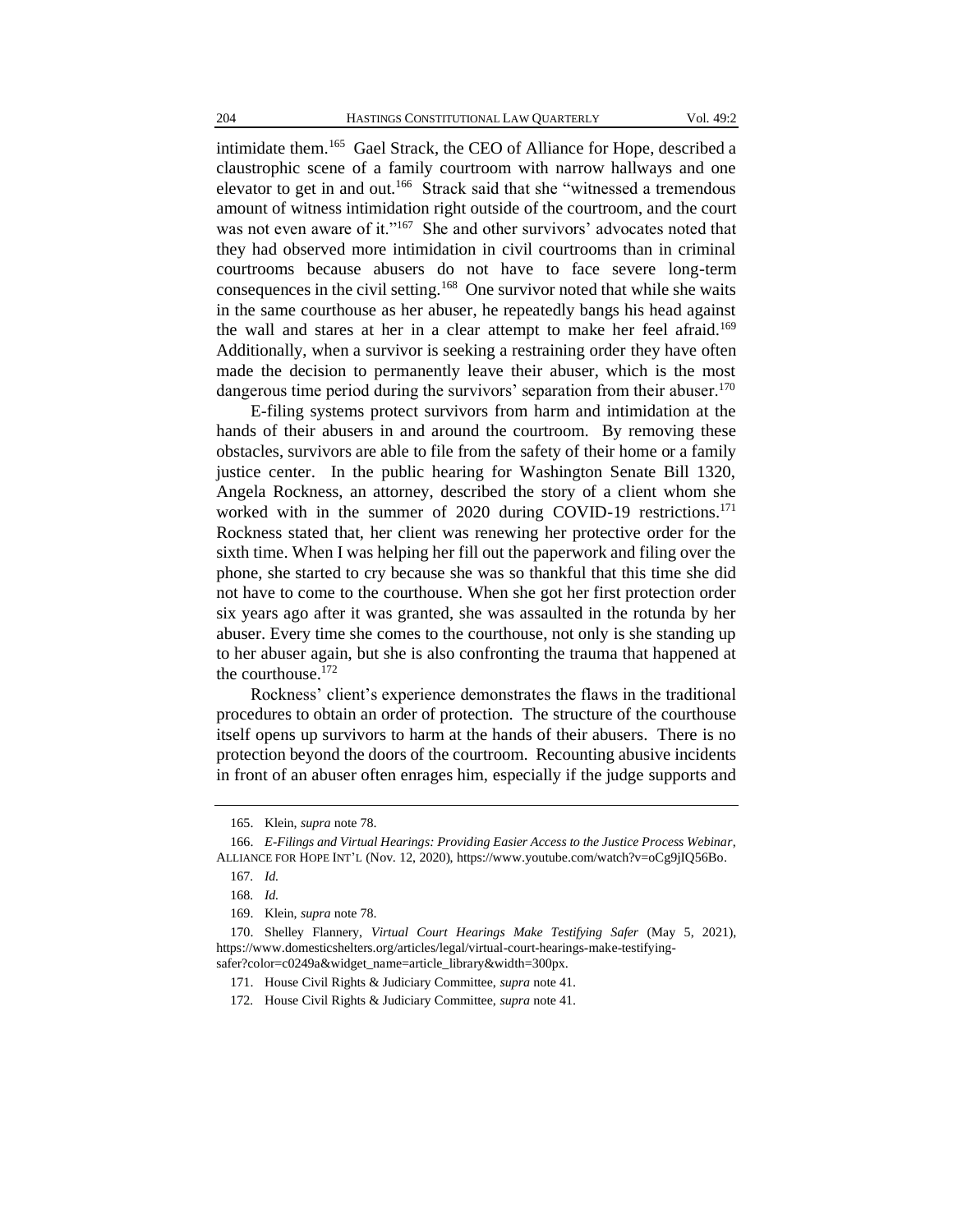intimidate them.[165] Gael Strack, the CEO of Alliance for Hope, described a claustrophic scene of a family courtroom with narrow hallways and one elevator to get in and out.[166] Strack said that she "witnessed a tremendous amount of witness intimidation right outside of the courtroom, and the court was not even aware of it."[167] She and other survivors' advocates noted that they had observed more intimidation in civil courtrooms than in criminal courtrooms because abusers do not have to face severe long-term consequences in the civil setting.[168] One survivor noted that while she waits in the same courthouse as her abuser, he repeatedly bangs his head against the wall and stares at her in a clear attempt to make her feel afraid.[169] Additionally, when a survivor is seeking a restraining order they have often made the decision to permanently leave their abuser, which is the most dangerous time period during the survivors' separation from their abuser.[170]

E-filing systems protect survivors from harm and intimidation at the hands of their abusers in and around the courtroom. By removing these obstacles, survivors are able to file from the safety of their home or a family justice center. In the public hearing for Washington Senate Bill 1320, Angela Rockness, an attorney, described the story of a client whom she worked with in the summer of 2020 during COVID-19 restrictions.[171] Rockness stated that, her client was renewing her protective order for the sixth time. When I was helping her fill out the paperwork and filing over the phone, she started to cry because she was so thankful that this time she did not have to come to the courthouse. When she got her first protection order six years ago after it was granted, she was assaulted in the rotunda by her abuser. Every time she comes to the courthouse, not only is she standing up to her abuser again, but she is also confronting the trauma that happened at the courthouse.[172]

Rockness' client's experience demonstrates the flaws in the traditional procedures to obtain an order of protection. The structure of the courthouse itself opens up survivors to harm at the hands of their abusers. There is no protection beyond the doors of the courtroom. Recounting abusive incidents in front of an abuser often enrages him, especially if the judge supports and

---

165. Klein, *supra* note 78.

166. *E-Filings and Virtual Hearings: Providing Easier Access to the Justice Process Webinar*, ALLIANCE FOR HOPE INT'L (Nov. 12, 2020), https://www.youtube.com/watch?v=oCg9jIQ56Bo.

167. *Id.*

168. *Id.*

169. Klein, *supra* note 78.

170. Shelley Flannery, *Virtual Court Hearings Make Testifying Safer* (May 5, 2021), https://www.domesticshelters.org/articles/legal/virtual-court-hearings-make-testifying-safer?color=c0249a&widget_name=article_library&width=300px.

171. House Civil Rights & Judiciary Committee, *supra* note 41.

172. House Civil Rights & Judiciary Committee, *supra* note 41.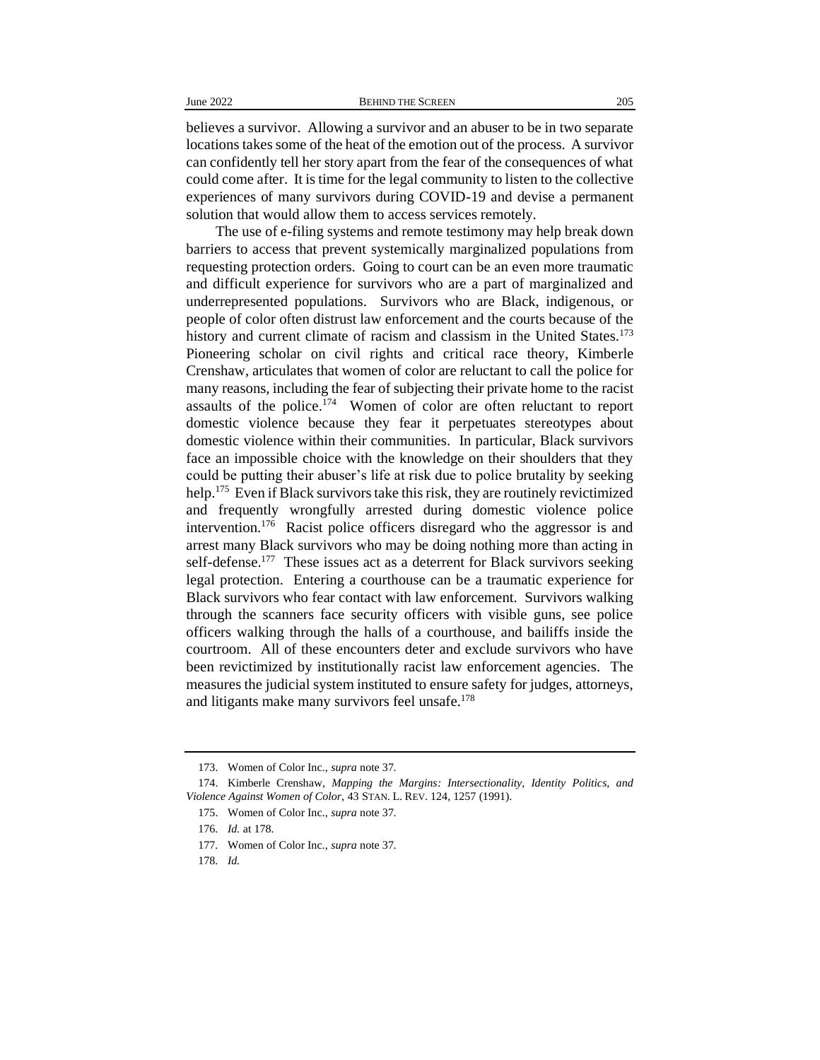believes a survivor. Allowing a survivor and an abuser to be in two separate locations takes some of the heat of the emotion out of the process. A survivor can confidently tell her story apart from the fear of the consequences of what could come after. It is time for the legal community to listen to the collective experiences of many survivors during COVID-19 and devise a permanent solution that would allow them to access services remotely.

The use of e-filing systems and remote testimony may help break down barriers to access that prevent systemically marginalized populations from requesting protection orders. Going to court can be an even more traumatic and difficult experience for survivors who are a part of marginalized and underrepresented populations. Survivors who are Black, indigenous, or people of color often distrust law enforcement and the courts because of the history and current climate of racism and classism in the United States.[173] Pioneering scholar on civil rights and critical race theory, Kimberle Crenshaw, articulates that women of color are reluctant to call the police for many reasons, including the fear of subjecting their private home to the racist assaults of the police.[174] Women of color are often reluctant to report domestic violence because they fear it perpetuates stereotypes about domestic violence within their communities. In particular, Black survivors face an impossible choice with the knowledge on their shoulders that they could be putting their abuser's life at risk due to police brutality by seeking help.[175] Even if Black survivors take this risk, they are routinely revictimized and frequently wrongfully arrested during domestic violence police intervention.[176] Racist police officers disregard who the aggressor is and arrest many Black survivors who may be doing nothing more than acting in self-defense.[177] These issues act as a deterrent for Black survivors seeking legal protection. Entering a courthouse can be a traumatic experience for Black survivors who fear contact with law enforcement. Survivors walking through the scanners face security officers with visible guns, see police officers walking through the halls of a courthouse, and bailiffs inside the courtroom. All of these encounters deter and exclude survivors who have been revictimized by institutionally racist law enforcement agencies. The measures the judicial system instituted to ensure safety for judges, attorneys, and litigants make many survivors feel unsafe.[178]

---

173. Women of Color Inc., *supra* note 37.

174. Kimberle Crenshaw, *Mapping the Margins: Intersectionality, Identity Politics, and Violence Against Women of Color*, 43 STAN. L. REV. 124, 1257 (1991).

175. Women of Color Inc., *supra* note 37.

176. *Id.* at 178.

177. Women of Color Inc., *supra* note 37.

178. *Id.*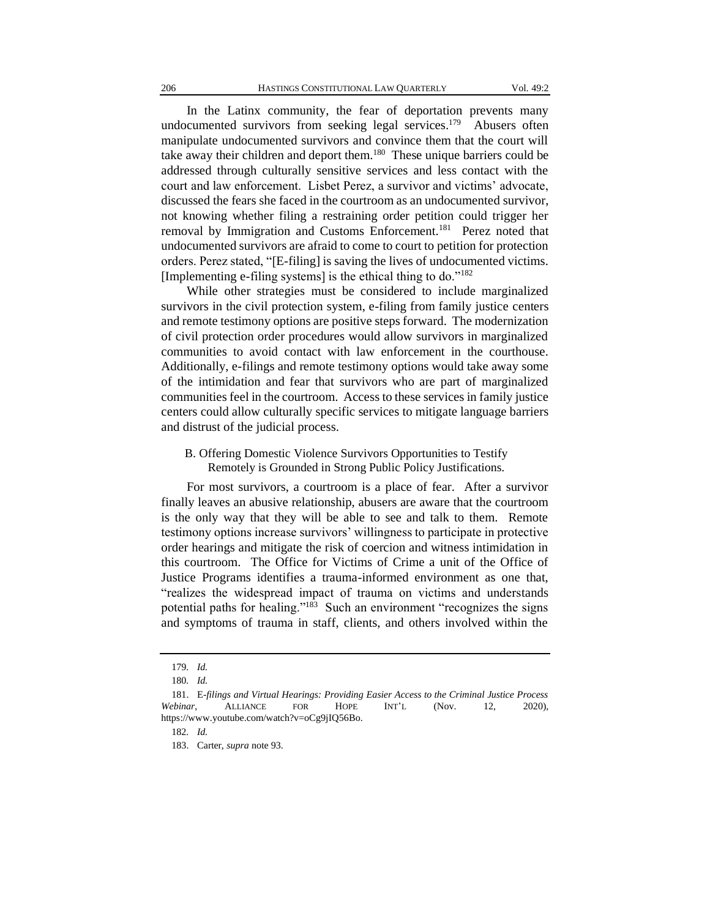In the Latinx community, the fear of deportation prevents many undocumented survivors from seeking legal services.[179] Abusers often manipulate undocumented survivors and convince them that the court will take away their children and deport them.[180] These unique barriers could be addressed through culturally sensitive services and less contact with the court and law enforcement. Lisbet Perez, a survivor and victims' advocate, discussed the fears she faced in the courtroom as an undocumented survivor, not knowing whether filing a restraining order petition could trigger her removal by Immigration and Customs Enforcement.[181] Perez noted that undocumented survivors are afraid to come to court to petition for protection orders. Perez stated, "[E-filing] is saving the lives of undocumented victims. [Implementing e-filing systems] is the ethical thing to do."[182]

While other strategies must be considered to include marginalized survivors in the civil protection system, e-filing from family justice centers and remote testimony options are positive steps forward. The modernization of civil protection order procedures would allow survivors in marginalized communities to avoid contact with law enforcement in the courthouse. Additionally, e-filings and remote testimony options would take away some of the intimidation and fear that survivors who are part of marginalized communities feel in the courtroom. Access to these services in family justice centers could allow culturally specific services to mitigate language barriers and distrust of the judicial process.

### B. Offering Domestic Violence Survivors Opportunities to Testify Remotely is Grounded in Strong Public Policy Justifications.

For most survivors, a courtroom is a place of fear. After a survivor finally leaves an abusive relationship, abusers are aware that the courtroom is the only way that they will be able to see and talk to them. Remote testimony options increase survivors' willingness to participate in protective order hearings and mitigate the risk of coercion and witness intimidation in this courtroom. The Office for Victims of Crime a unit of the Office of Justice Programs identifies a trauma-informed environment as one that, "realizes the widespread impact of trauma on victims and understands potential paths for healing."[183] Such an environment "recognizes the signs and symptoms of trauma in staff, clients, and others involved within the

---

179. *Id.*

180. *Id.*

181. E-*filings and Virtual Hearings: Providing Easier Access to the Criminal Justice Process Webinar*, ALLIANCE FOR HOPE INT'L (Nov. 12, 2020), https://www.youtube.com/watch?v=oCg9jIQ56Bo.

182. *Id.*

183. Carter, *supra* note 93.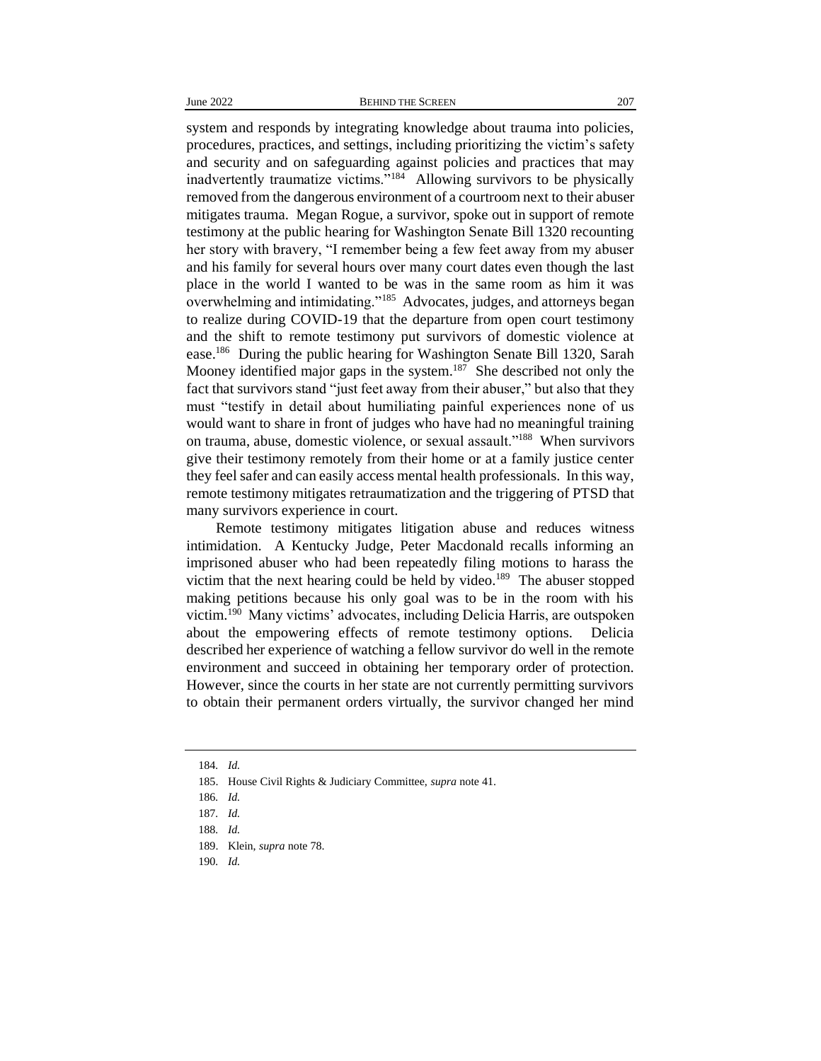system and responds by integrating knowledge about trauma into policies, procedures, practices, and settings, including prioritizing the victim's safety and security and on safeguarding against policies and practices that may inadvertently traumatize victims."[184] Allowing survivors to be physically removed from the dangerous environment of a courtroom next to their abuser mitigates trauma. Megan Rogue, a survivor, spoke out in support of remote testimony at the public hearing for Washington Senate Bill 1320 recounting her story with bravery, "I remember being a few feet away from my abuser and his family for several hours over many court dates even though the last place in the world I wanted to be was in the same room as him it was overwhelming and intimidating."[185] Advocates, judges, and attorneys began to realize during COVID-19 that the departure from open court testimony and the shift to remote testimony put survivors of domestic violence at ease.[186] During the public hearing for Washington Senate Bill 1320, Sarah Mooney identified major gaps in the system.[187] She described not only the fact that survivors stand "just feet away from their abuser," but also that they must "testify in detail about humiliating painful experiences none of us would want to share in front of judges who have had no meaningful training on trauma, abuse, domestic violence, or sexual assault."[188] When survivors give their testimony remotely from their home or at a family justice center they feel safer and can easily access mental health professionals. In this way, remote testimony mitigates retraumatization and the triggering of PTSD that many survivors experience in court.

Remote testimony mitigates litigation abuse and reduces witness intimidation. A Kentucky Judge, Peter Macdonald recalls informing an imprisoned abuser who had been repeatedly filing motions to harass the victim that the next hearing could be held by video.[189] The abuser stopped making petitions because his only goal was to be in the room with his victim.[190] Many victims' advocates, including Delicia Harris, are outspoken about the empowering effects of remote testimony options. Delicia described her experience of watching a fellow survivor do well in the remote environment and succeed in obtaining her temporary order of protection. However, since the courts in her state are not currently permitting survivors to obtain their permanent orders virtually, the survivor changed her mind

---

184. *Id.*

185. House Civil Rights & Judiciary Committee, *supra* note 41.

186. *Id.*

187. *Id.*

188. *Id.*

189. Klein, *supra* note 78.

190. *Id.*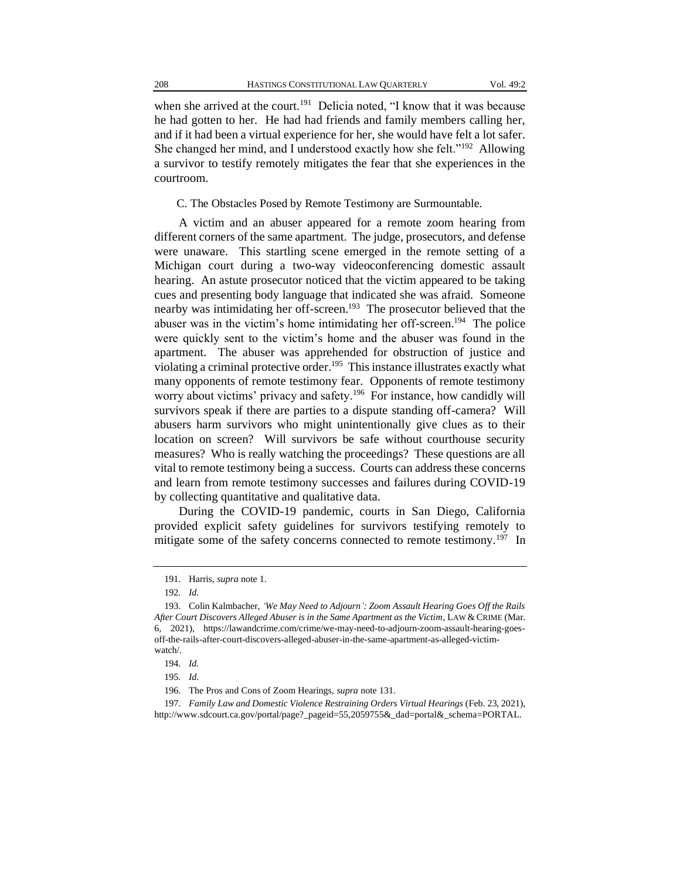when she arrived at the court.[191] Delicia noted, "I know that it was because he had gotten to her. He had had friends and family members calling her, and if it had been a virtual experience for her, she would have felt a lot safer. She changed her mind, and I understood exactly how she felt."[192] Allowing a survivor to testify remotely mitigates the fear that she experiences in the courtroom.

C. The Obstacles Posed by Remote Testimony are Surmountable.

A victim and an abuser appeared for a remote zoom hearing from different corners of the same apartment. The judge, prosecutors, and defense were unaware. This startling scene emerged in the remote setting of a Michigan court during a two-way videoconferencing domestic assault hearing. An astute prosecutor noticed that the victim appeared to be taking cues and presenting body language that indicated she was afraid. Someone nearby was intimidating her off-screen.[193] The prosecutor believed that the abuser was in the victim's home intimidating her off-screen.[194] The police were quickly sent to the victim's home and the abuser was found in the apartment. The abuser was apprehended for obstruction of justice and violating a criminal protective order.[195] This instance illustrates exactly what many opponents of remote testimony fear. Opponents of remote testimony worry about victims' privacy and safety.[196] For instance, how candidly will survivors speak if there are parties to a dispute standing off-camera? Will abusers harm survivors who might unintentionally give clues as to their location on screen? Will survivors be safe without courthouse security measures? Who is really watching the proceedings? These questions are all vital to remote testimony being a success. Courts can address these concerns and learn from remote testimony successes and failures during COVID-19 by collecting quantitative and qualitative data.

During the COVID-19 pandemic, courts in San Diego, California provided explicit safety guidelines for survivors testifying remotely to mitigate some of the safety concerns connected to remote testimony.[197] In

---

191. Harris, *supra* note 1.

192. *Id.*

193. Colin Kalmbacher, *'We May Need to Adjourn': Zoom Assault Hearing Goes Off the Rails After Court Discovers Alleged Abuser is in the Same Apartment as the Victim*, LAW & CRIME (Mar. 6, 2021), https://lawandcrime.com/crime/we-may-need-to-adjourn-zoom-assault-hearing-goes-off-the-rails-after-court-discovers-alleged-abuser-in-the-same-apartment-as-alleged-victim-watch/.

194. *Id.*

195. *Id.*

196. The Pros and Cons of Zoom Hearings, *supra* note 131.

197. *Family Law and Domestic Violence Restraining Orders Virtual Hearings* (Feb. 23, 2021), http://www.sdcourt.ca.gov/portal/page?_pageid=55,2059755&_dad=portal&_schema=PORTAL.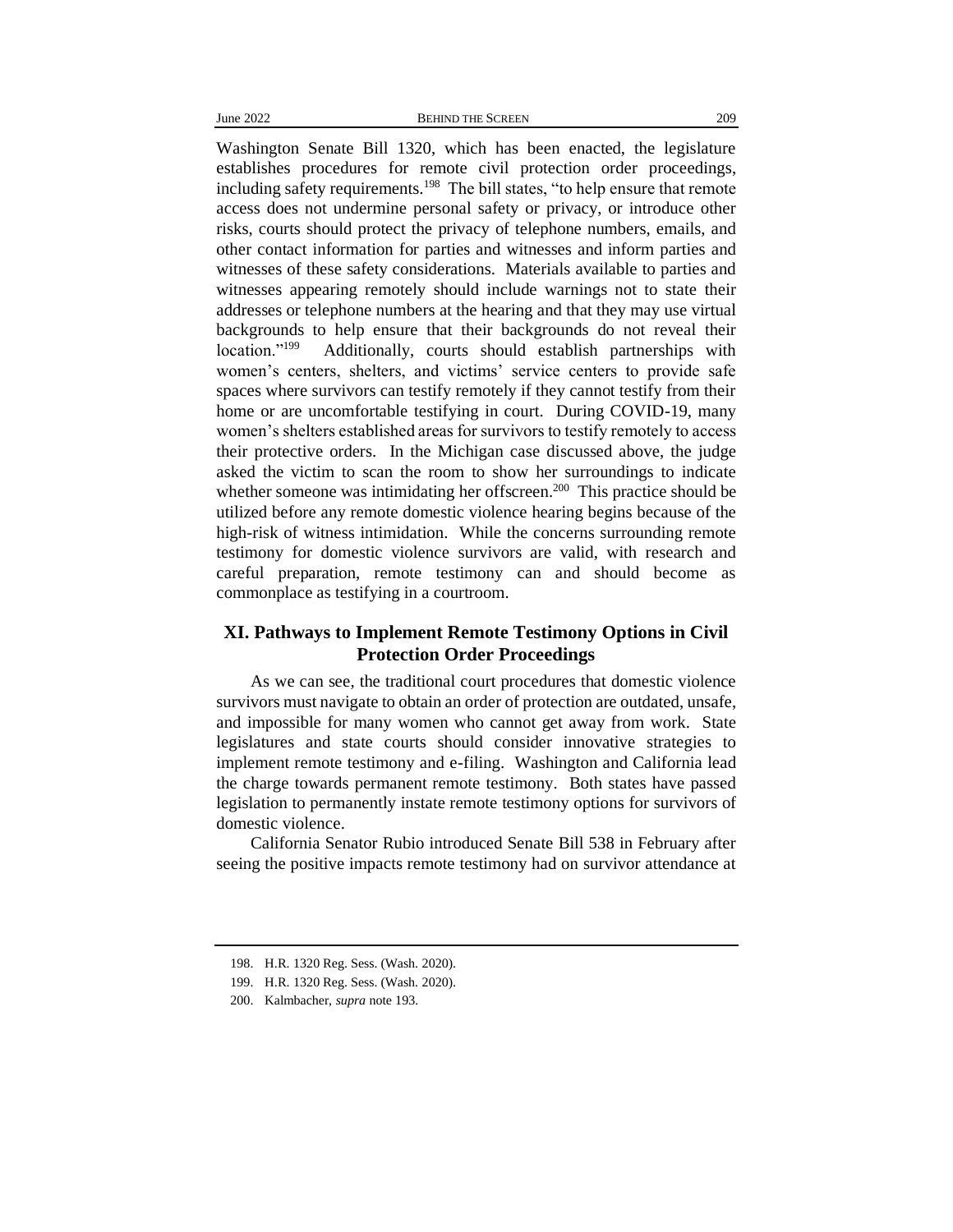Washington Senate Bill 1320, which has been enacted, the legislature establishes procedures for remote civil protection order proceedings, including safety requirements.[198] The bill states, "to help ensure that remote access does not undermine personal safety or privacy, or introduce other risks, courts should protect the privacy of telephone numbers, emails, and other contact information for parties and witnesses and inform parties and witnesses of these safety considerations. Materials available to parties and witnesses appearing remotely should include warnings not to state their addresses or telephone numbers at the hearing and that they may use virtual backgrounds to help ensure that their backgrounds do not reveal their location."[199] Additionally, courts should establish partnerships with women's centers, shelters, and victims' service centers to provide safe spaces where survivors can testify remotely if they cannot testify from their home or are uncomfortable testifying in court. During COVID-19, many women's shelters established areas for survivors to testify remotely to access their protective orders. In the Michigan case discussed above, the judge asked the victim to scan the room to show her surroundings to indicate whether someone was intimidating her offscreen.[200] This practice should be utilized before any remote domestic violence hearing begins because of the high-risk of witness intimidation. While the concerns surrounding remote testimony for domestic violence survivors are valid, with research and careful preparation, remote testimony can and should become as commonplace as testifying in a courtroom.

## XI. Pathways to Implement Remote Testimony Options in Civil Protection Order Proceedings

As we can see, the traditional court procedures that domestic violence survivors must navigate to obtain an order of protection are outdated, unsafe, and impossible for many women who cannot get away from work. State legislatures and state courts should consider innovative strategies to implement remote testimony and e-filing. Washington and California lead the charge towards permanent remote testimony. Both states have passed legislation to permanently instate remote testimony options for survivors of domestic violence.

California Senator Rubio introduced Senate Bill 538 in February after seeing the positive impacts remote testimony had on survivor attendance at

---

198. H.R. 1320 Reg. Sess. (Wash. 2020).

199. H.R. 1320 Reg. Sess. (Wash. 2020).

200. Kalmbacher, *supra* note 193.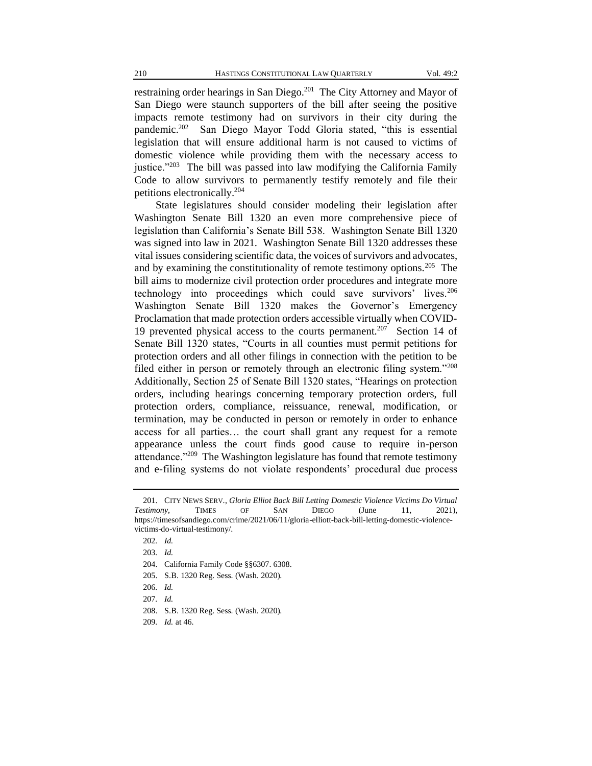restraining order hearings in San Diego.[201] The City Attorney and Mayor of San Diego were staunch supporters of the bill after seeing the positive impacts remote testimony had on survivors in their city during the pandemic.[202] San Diego Mayor Todd Gloria stated, "this is essential legislation that will ensure additional harm is not caused to victims of domestic violence while providing them with the necessary access to justice."[203] The bill was passed into law modifying the California Family Code to allow survivors to permanently testify remotely and file their petitions electronically.[204]

State legislatures should consider modeling their legislation after Washington Senate Bill 1320 an even more comprehensive piece of legislation than California's Senate Bill 538. Washington Senate Bill 1320 was signed into law in 2021. Washington Senate Bill 1320 addresses these vital issues considering scientific data, the voices of survivors and advocates, and by examining the constitutionality of remote testimony options.[205] The bill aims to modernize civil protection order procedures and integrate more technology into proceedings which could save survivors' lives.[206] Washington Senate Bill 1320 makes the Governor's Emergency Proclamation that made protection orders accessible virtually when COVID-19 prevented physical access to the courts permanent.[207] Section 14 of Senate Bill 1320 states, "Courts in all counties must permit petitions for protection orders and all other filings in connection with the petition to be filed either in person or remotely through an electronic filing system."[208] Additionally, Section 25 of Senate Bill 1320 states, "Hearings on protection orders, including hearings concerning temporary protection orders, full protection orders, compliance, reissuance, renewal, modification, or termination, may be conducted in person or remotely in order to enhance access for all parties… the court shall grant any request for a remote appearance unless the court finds good cause to require in-person attendance."[209] The Washington legislature has found that remote testimony and e-filing systems do not violate respondents' procedural due process

---

201. CITY NEWS SERV., *Gloria Elliot Back Bill Letting Domestic Violence Victims Do Virtual Testimony*, TIMES OF SAN DIEGO (June 11, 2021), https://timesofsandiego.com/crime/2021/06/11/gloria-elliott-back-bill-letting-domestic-violence-victims-do-virtual-testimony/.

202. *Id.*

203. *Id.*

204. California Family Code §§6307. 6308.

205. S.B. 1320 Reg. Sess. (Wash. 2020).

206. *Id.*

207. *Id.*

208. S.B. 1320 Reg. Sess. (Wash. 2020).

209. *Id.* at 46.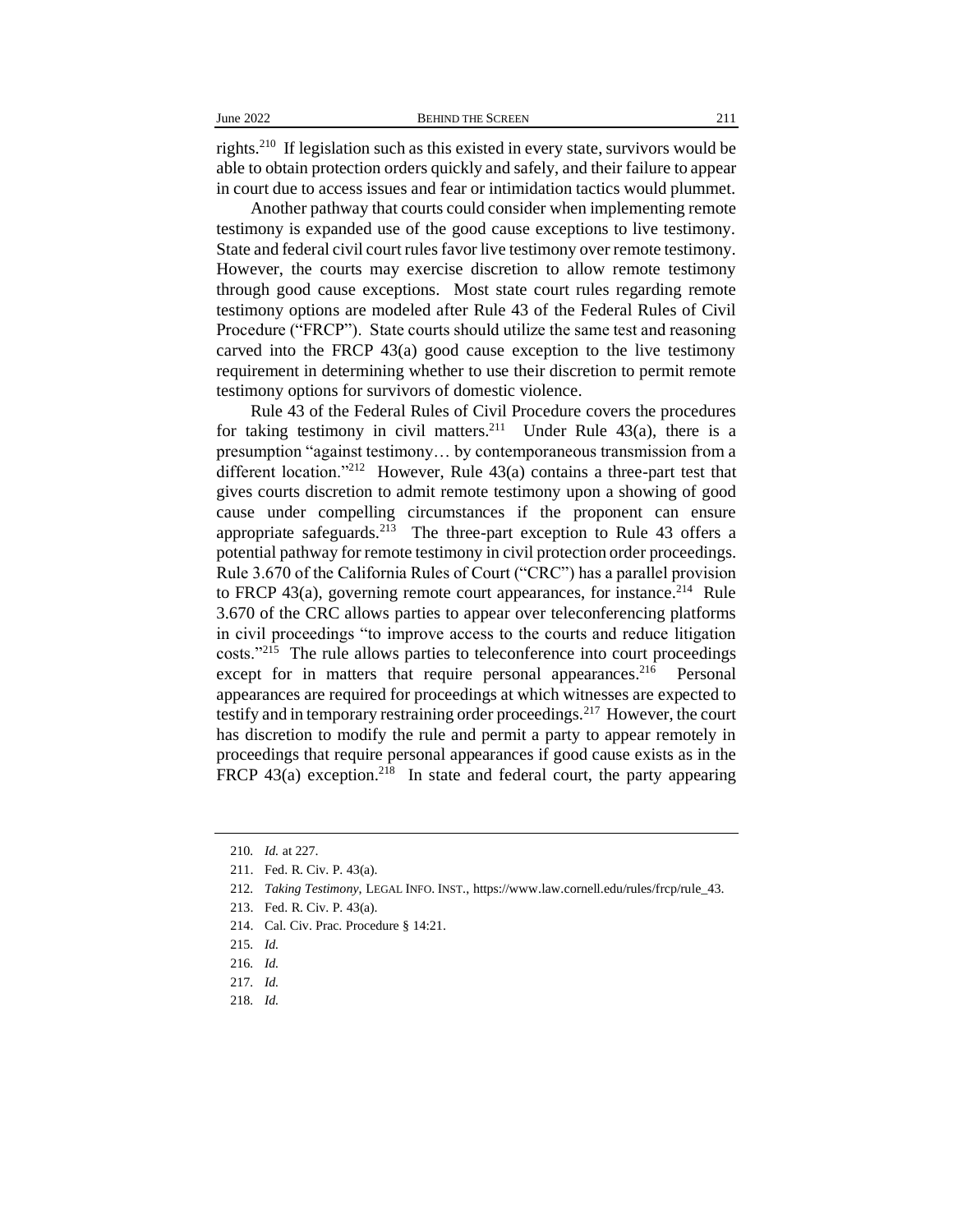rights.[210] If legislation such as this existed in every state, survivors would be able to obtain protection orders quickly and safely, and their failure to appear in court due to access issues and fear or intimidation tactics would plummet.

Another pathway that courts could consider when implementing remote testimony is expanded use of the good cause exceptions to live testimony. State and federal civil court rules favor live testimony over remote testimony. However, the courts may exercise discretion to allow remote testimony through good cause exceptions. Most state court rules regarding remote testimony options are modeled after Rule 43 of the Federal Rules of Civil Procedure ("FRCP"). State courts should utilize the same test and reasoning carved into the FRCP 43(a) good cause exception to the live testimony requirement in determining whether to use their discretion to permit remote testimony options for survivors of domestic violence.

Rule 43 of the Federal Rules of Civil Procedure covers the procedures for taking testimony in civil matters.[211] Under Rule 43(a), there is a presumption "against testimony… by contemporaneous transmission from a different location."[212] However, Rule 43(a) contains a three-part test that gives courts discretion to admit remote testimony upon a showing of good cause under compelling circumstances if the proponent can ensure appropriate safeguards.[213] The three-part exception to Rule 43 offers a potential pathway for remote testimony in civil protection order proceedings. Rule 3.670 of the California Rules of Court ("CRC") has a parallel provision to FRCP 43(a), governing remote court appearances, for instance.[214] Rule 3.670 of the CRC allows parties to appear over teleconferencing platforms in civil proceedings "to improve access to the courts and reduce litigation costs."[215] The rule allows parties to teleconference into court proceedings except for in matters that require personal appearances.[216] Personal appearances are required for proceedings at which witnesses are expected to testify and in temporary restraining order proceedings.[217] However, the court has discretion to modify the rule and permit a party to appear remotely in proceedings that require personal appearances if good cause exists as in the FRCP 43(a) exception.[218] In state and federal court, the party appearing

---

210. *Id.* at 227.

211. Fed. R. Civ. P. 43(a).

212. *Taking Testimony*, LEGAL INFO. INST., https://www.law.cornell.edu/rules/frcp/rule_43.

213. Fed. R. Civ. P. 43(a).

214. Cal. Civ. Prac. Procedure § 14:21.

215. *Id.*

216. *Id.*

217. *Id.*

218. *Id.*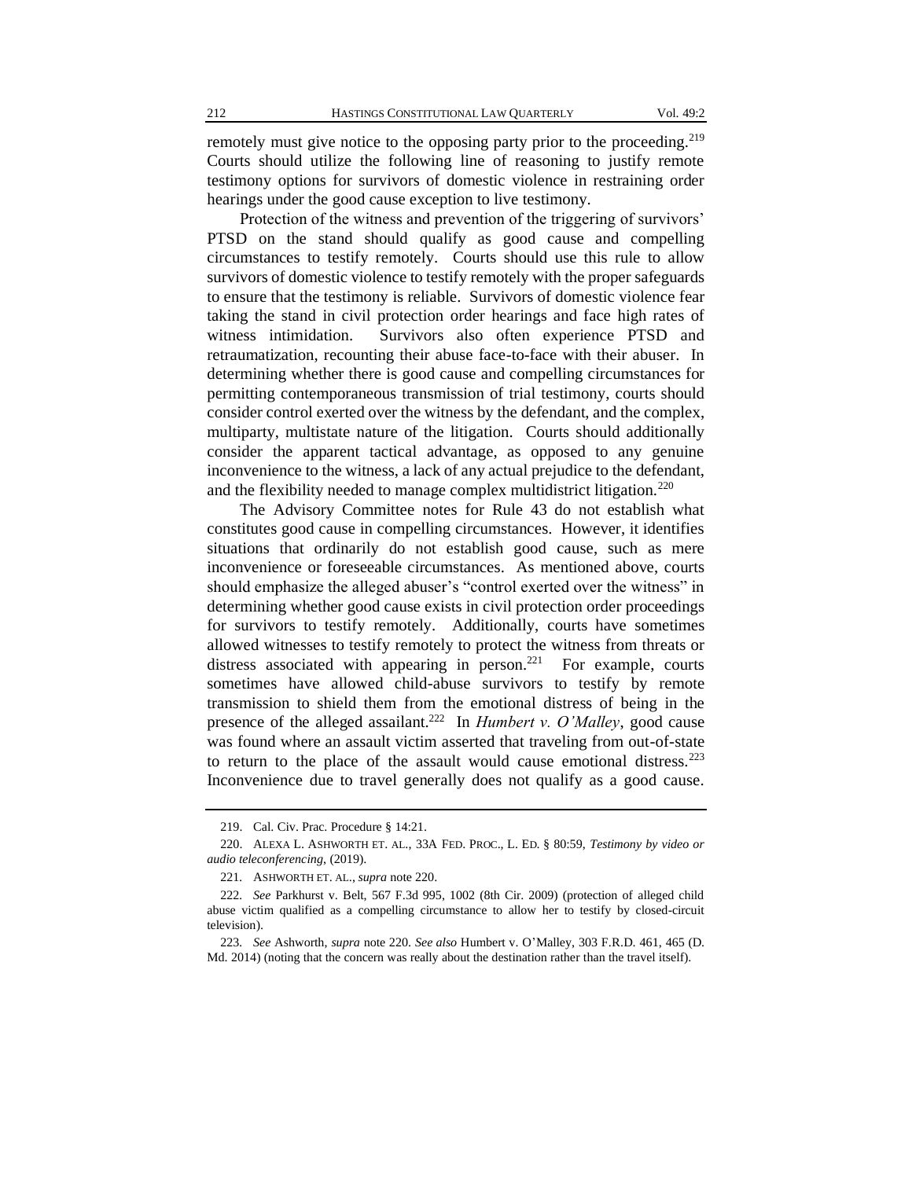remotely must give notice to the opposing party prior to the proceeding.[219] Courts should utilize the following line of reasoning to justify remote testimony options for survivors of domestic violence in restraining order hearings under the good cause exception to live testimony.

Protection of the witness and prevention of the triggering of survivors' PTSD on the stand should qualify as good cause and compelling circumstances to testify remotely. Courts should use this rule to allow survivors of domestic violence to testify remotely with the proper safeguards to ensure that the testimony is reliable. Survivors of domestic violence fear taking the stand in civil protection order hearings and face high rates of witness intimidation. Survivors also often experience PTSD and retraumatization, recounting their abuse face-to-face with their abuser. In determining whether there is good cause and compelling circumstances for permitting contemporaneous transmission of trial testimony, courts should consider control exerted over the witness by the defendant, and the complex, multiparty, multistate nature of the litigation. Courts should additionally consider the apparent tactical advantage, as opposed to any genuine inconvenience to the witness, a lack of any actual prejudice to the defendant, and the flexibility needed to manage complex multidistrict litigation.[220]

The Advisory Committee notes for Rule 43 do not establish what constitutes good cause in compelling circumstances. However, it identifies situations that ordinarily do not establish good cause, such as mere inconvenience or foreseeable circumstances. As mentioned above, courts should emphasize the alleged abuser's "control exerted over the witness" in determining whether good cause exists in civil protection order proceedings for survivors to testify remotely. Additionally, courts have sometimes allowed witnesses to testify remotely to protect the witness from threats or distress associated with appearing in person.[221] For example, courts sometimes have allowed child-abuse survivors to testify by remote transmission to shield them from the emotional distress of being in the presence of the alleged assailant.[222] In *Humbert v. O'Malley*, good cause was found where an assault victim asserted that traveling from out-of-state to return to the place of the assault would cause emotional distress.[223] Inconvenience due to travel generally does not qualify as a good cause.

---

219. Cal. Civ. Prac. Procedure § 14:21.

220. ALEXA L. ASHWORTH ET. AL., 33A FED. PROC., L. ED. § 80:59, *Testimony by video or audio teleconferencing*, (2019).

221. ASHWORTH ET. AL., *supra* note 220.

222. *See* Parkhurst v. Belt, 567 F.3d 995, 1002 (8th Cir. 2009) (protection of alleged child abuse victim qualified as a compelling circumstance to allow her to testify by closed-circuit television).

223. *See* Ashworth, *supra* note 220. *See also* Humbert v. O'Malley, 303 F.R.D. 461, 465 (D. Md. 2014) (noting that the concern was really about the destination rather than the travel itself).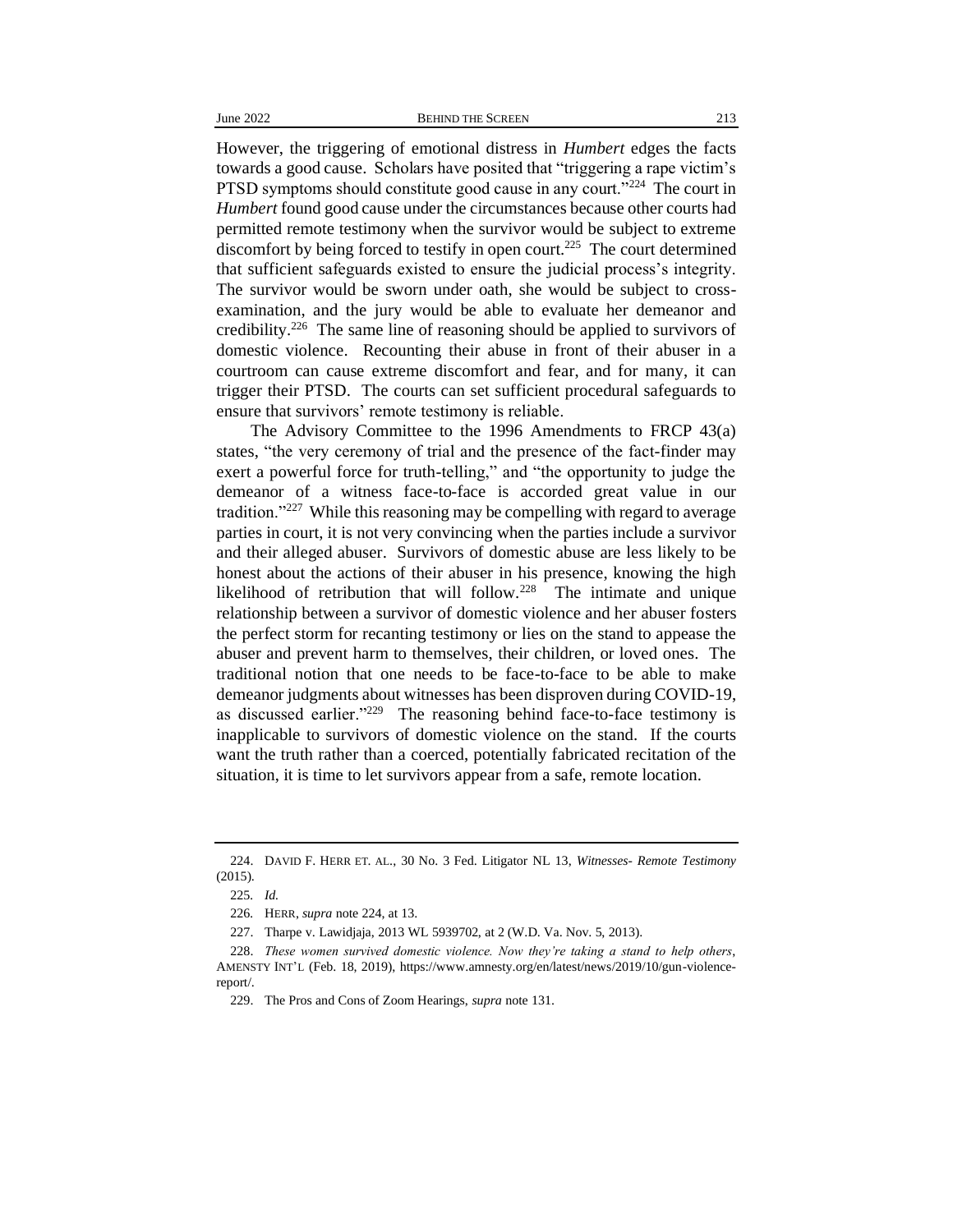However, the triggering of emotional distress in *Humbert* edges the facts towards a good cause. Scholars have posited that "triggering a rape victim's PTSD symptoms should constitute good cause in any court."[224] The court in *Humbert* found good cause under the circumstances because other courts had permitted remote testimony when the survivor would be subject to extreme discomfort by being forced to testify in open court.[225] The court determined that sufficient safeguards existed to ensure the judicial process's integrity. The survivor would be sworn under oath, she would be subject to cross-examination, and the jury would be able to evaluate her demeanor and credibility.[226] The same line of reasoning should be applied to survivors of domestic violence. Recounting their abuse in front of their abuser in a courtroom can cause extreme discomfort and fear, and for many, it can trigger their PTSD. The courts can set sufficient procedural safeguards to ensure that survivors' remote testimony is reliable.

The Advisory Committee to the 1996 Amendments to FRCP 43(a) states, "the very ceremony of trial and the presence of the fact-finder may exert a powerful force for truth-telling," and "the opportunity to judge the demeanor of a witness face-to-face is accorded great value in our tradition."[227] While this reasoning may be compelling with regard to average parties in court, it is not very convincing when the parties include a survivor and their alleged abuser. Survivors of domestic abuse are less likely to be honest about the actions of their abuser in his presence, knowing the high likelihood of retribution that will follow.[228] The intimate and unique relationship between a survivor of domestic violence and her abuser fosters the perfect storm for recanting testimony or lies on the stand to appease the abuser and prevent harm to themselves, their children, or loved ones. The traditional notion that one needs to be face-to-face to be able to make demeanor judgments about witnesses has been disproven during COVID-19, as discussed earlier."[229] The reasoning behind face-to-face testimony is inapplicable to survivors of domestic violence on the stand. If the courts want the truth rather than a coerced, potentially fabricated recitation of the situation, it is time to let survivors appear from a safe, remote location.

---

224. DAVID F. HERR ET. AL., 30 No. 3 Fed. Litigator NL 13, *Witnesses- Remote Testimony* (2015).

225. *Id.*

226. HERR, *supra* note 224, at 13.

227. Tharpe v. Lawidjaja, 2013 WL 5939702, at 2 (W.D. Va. Nov. 5, 2013).

228. *These women survived domestic violence. Now they're taking a stand to help others*, AMENSTY INT'L (Feb. 18, 2019), https://www.amnesty.org/en/latest/news/2019/10/gun-violence-report/.

229. The Pros and Cons of Zoom Hearings, *supra* note 131.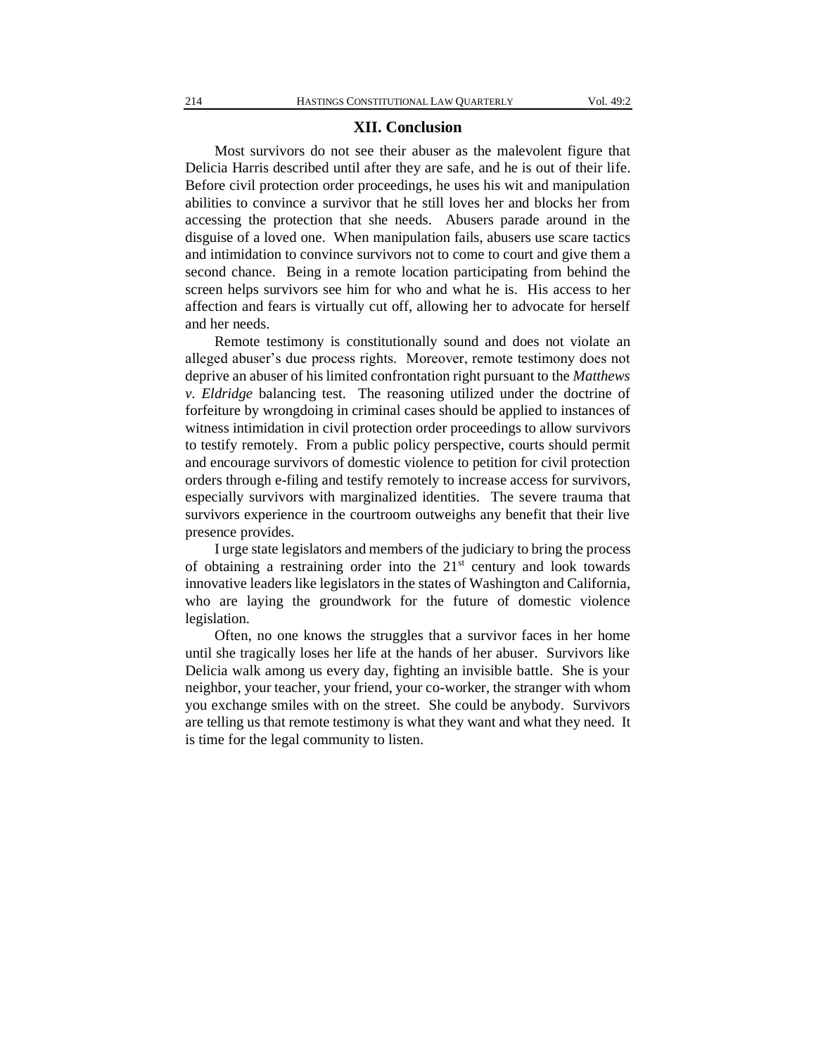## XII. Conclusion

Most survivors do not see their abuser as the malevolent figure that Delicia Harris described until after they are safe, and he is out of their life. Before civil protection order proceedings, he uses his wit and manipulation abilities to convince a survivor that he still loves her and blocks her from accessing the protection that she needs. Abusers parade around in the disguise of a loved one. When manipulation fails, abusers use scare tactics and intimidation to convince survivors not to come to court and give them a second chance. Being in a remote location participating from behind the screen helps survivors see him for who and what he is. His access to her affection and fears is virtually cut off, allowing her to advocate for herself and her needs.

Remote testimony is constitutionally sound and does not violate an alleged abuser's due process rights. Moreover, remote testimony does not deprive an abuser of his limited confrontation right pursuant to the *Matthews v. Eldridge* balancing test. The reasoning utilized under the doctrine of forfeiture by wrongdoing in criminal cases should be applied to instances of witness intimidation in civil protection order proceedings to allow survivors to testify remotely. From a public policy perspective, courts should permit and encourage survivors of domestic violence to petition for civil protection orders through e-filing and testify remotely to increase access for survivors, especially survivors with marginalized identities. The severe trauma that survivors experience in the courtroom outweighs any benefit that their live presence provides.

I urge state legislators and members of the judiciary to bring the process of obtaining a restraining order into the 21st century and look towards innovative leaders like legislators in the states of Washington and California, who are laying the groundwork for the future of domestic violence legislation.

Often, no one knows the struggles that a survivor faces in her home until she tragically loses her life at the hands of her abuser. Survivors like Delicia walk among us every day, fighting an invisible battle. She is your neighbor, your teacher, your friend, your co-worker, the stranger with whom you exchange smiles with on the street. She could be anybody. Survivors are telling us that remote testimony is what they want and what they need. It is time for the legal community to listen.